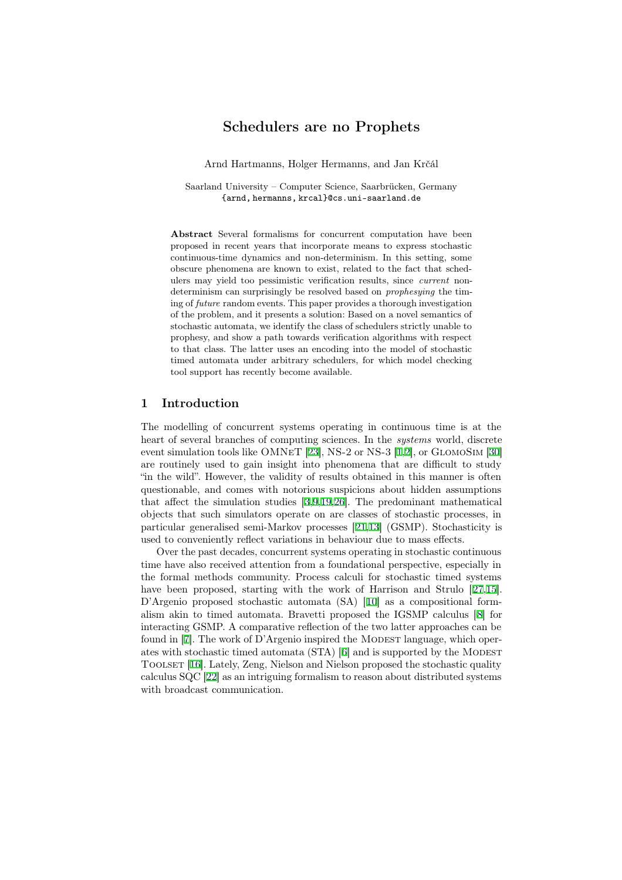# Schedulers are no Prophets

Arnd Hartmanns, Holger Hermanns, and Jan Krčál

Saarland University – Computer Science, Saarbrücken, Germany
{arnd, hermanns, krcal}@cs.uni-saarland.de

**Abstract** Several formalisms for concurrent computation have been proposed in recent years that incorporate means to express stochastic continuous-time dynamics and non-determinism. In this setting, some obscure phenomena are known to exist, related to the fact that schedulers may yield too pessimistic verification results, since *current* non-determinism can surprisingly be resolved based on *prophesying* the timing of *future* random events. This paper provides a thorough investigation of the problem, and it presents a solution: Based on a novel semantics of stochastic automata, we identify the class of schedulers strictly unable to prophesy, and show a path towards verification algorithms with respect to that class. The latter uses an encoding into the model of stochastic timed automata under arbitrary schedulers, for which model checking tool support has recently become available.

## 1 Introduction

The modelling of concurrent systems operating in continuous time is at the heart of several branches of computing sciences. In the *systems* world, discrete event simulation tools like OMNeT [23], NS-2 or NS-3 [1,2], or GlomoSim [30] are routinely used to gain insight into phenomena that are difficult to study "in the wild". However, the validity of results obtained in this manner is often questionable, and comes with notorious suspicions about hidden assumptions that affect the simulation studies [3,9,19,26]. The predominant mathematical objects that such simulators operate on are classes of stochastic processes, in particular generalised semi-Markov processes [21,13] (GSMP). Stochasticity is used to conveniently reflect variations in behaviour due to mass effects.

Over the past decades, concurrent systems operating in stochastic continuous time have also received attention from a foundational perspective, especially in the formal methods community. Process calculi for stochastic timed systems have been proposed, starting with the work of Harrison and Strulo [27,15]. D'Argenio proposed stochastic automata (SA) [10] as a compositional formalism akin to timed automata. Bravetti proposed the IGSMP calculus [8] for interacting GSMP. A comparative reflection of the two latter approaches can be found in [7]. The work of D'Argenio inspired the Modest language, which operates with stochastic timed automata (STA) [6] and is supported by the Modest Toolset [16]. Lately, Zeng, Nielson and Nielson proposed the stochastic quality calculus SQC [22] as an intriguing formalism to reason about distributed systems with broadcast communication.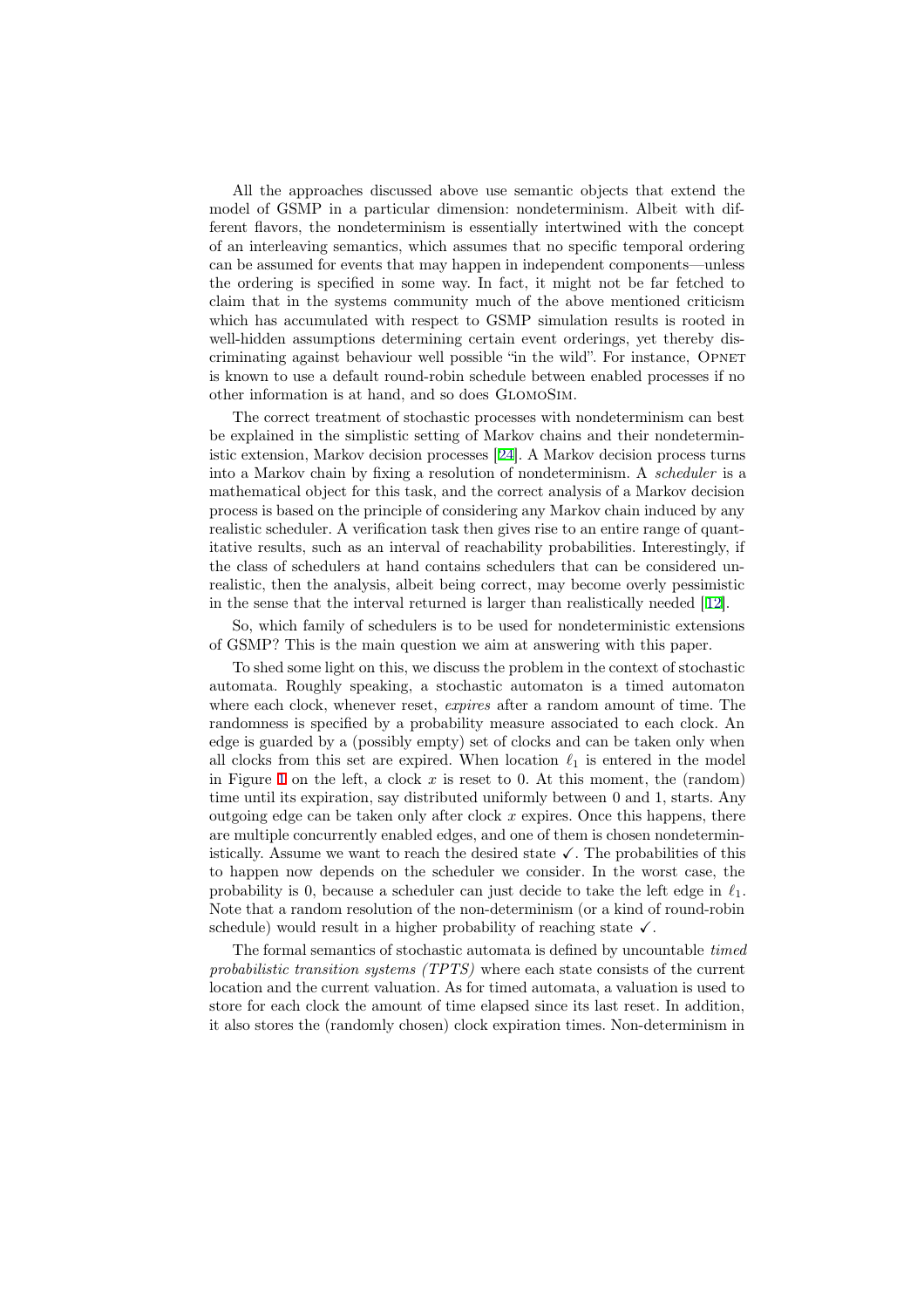All the approaches discussed above use semantic objects that extend the model of GSMP in a particular dimension: nondeterminism. Albeit with different flavors, the nondeterminism is essentially intertwined with the concept of an interleaving semantics, which assumes that no specific temporal ordering can be assumed for events that may happen in independent components—unless the ordering is specified in some way. In fact, it might not be far fetched to claim that in the systems community much of the above mentioned criticism which has accumulated with respect to GSMP simulation results is rooted in well-hidden assumptions determining certain event orderings, yet thereby discriminating against behaviour well possible "in the wild". For instance, OPNET is known to use a default round-robin schedule between enabled processes if no other information is at hand, and so does GLOMOSIM.

The correct treatment of stochastic processes with nondeterminism can best be explained in the simplistic setting of Markov chains and their nondeterministic extension, Markov decision processes [24]. A Markov decision process turns into a Markov chain by fixing a resolution of nondeterminism. A *scheduler* is a mathematical object for this task, and the correct analysis of a Markov decision process is based on the principle of considering any Markov chain induced by any realistic scheduler. A verification task then gives rise to an entire range of quantitative results, such as an interval of reachability probabilities. Interestingly, if the class of schedulers at hand contains schedulers that can be considered unrealistic, then the analysis, albeit being correct, may become overly pessimistic in the sense that the interval returned is larger than realistically needed [12].

So, which family of schedulers is to be used for nondeterministic extensions of GSMP? This is the main question we aim at answering with this paper.

To shed some light on this, we discuss the problem in the context of stochastic automata. Roughly speaking, a stochastic automaton is a timed automaton where each clock, whenever reset, *expires* after a random amount of time. The randomness is specified by a probability measure associated to each clock. An edge is guarded by a (possibly empty) set of clocks and can be taken only when all clocks from this set are expired. When location $\ell_1$ is entered in the model in Figure 1 on the left, a clock $x$ is reset to 0. At this moment, the (random) time until its expiration, say distributed uniformly between 0 and 1, starts. Any outgoing edge can be taken only after clock $x$ expires. Once this happens, there are multiple concurrently enabled edges, and one of them is chosen nondeterministically. Assume we want to reach the desired state $\checkmark$. The probabilities of this to happen now depends on the scheduler we consider. In the worst case, the probability is 0, because a scheduler can just decide to take the left edge in $\ell_1$. Note that a random resolution of the non-determinism (or a kind of round-robin schedule) would result in a higher probability of reaching state $\checkmark$.

The formal semantics of stochastic automata is defined by uncountable *timed probabilistic transition systems (TPTS)* where each state consists of the current location and the current valuation. As for timed automata, a valuation is used to store for each clock the amount of time elapsed since its last reset. In addition, it also stores the (randomly chosen) clock expiration times. Non-determinism in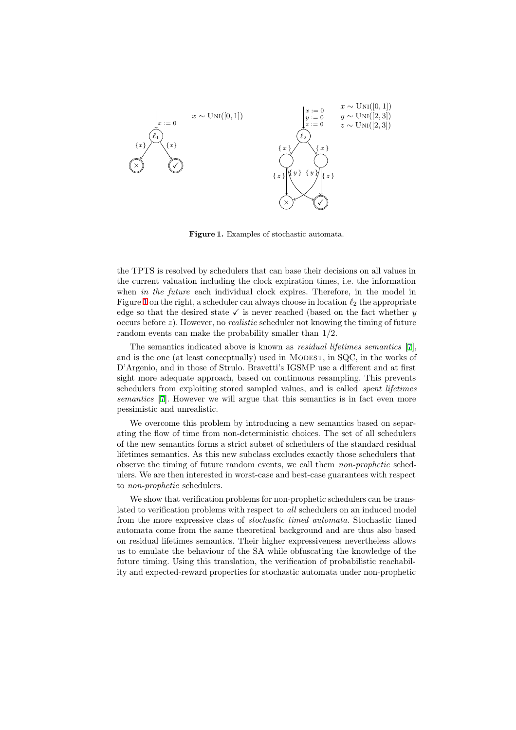**Figure 1.** Examples of stochastic automata.

the TPTS is resolved by schedulers that can base their decisions on all values in the current valuation including the clock expiration times, i.e. the information when *in the future* each individual clock expires. Therefore, in the model in Figure 1 on the right, a scheduler can always choose in location $\ell_2$ the appropriate edge so that the desired state ✓ is never reached (based on the fact whether $y$ occurs before $z$). However, no *realistic* scheduler not knowing the timing of future random events can make the probability smaller than $1/2$.

The semantics indicated above is known as *residual lifetimes semantics* [7], and is the one (at least conceptually) used in Modest, in SQC, in the works of D'Argenio, and in those of Strulo. Bravetti's IGSMP use a different and at first sight more adequate approach, based on continuous resampling. This prevents schedulers from exploiting stored sampled values, and is called *spent lifetimes semantics* [7]. However we will argue that this semantics is in fact even more pessimistic and unrealistic.

We overcome this problem by introducing a new semantics based on separating the flow of time from non-deterministic choices. The set of all schedulers of the new semantics forms a strict subset of schedulers of the standard residual lifetimes semantics. As this new subclass excludes exactly those schedulers that observe the timing of future random events, we call them *non-prophetic* schedulers. We are then interested in worst-case and best-case guarantees with respect to *non-prophetic* schedulers.

We show that verification problems for non-prophetic schedulers can be translated to verification problems with respect to *all* schedulers on an induced model from the more expressive class of *stochastic timed automata*. Stochastic timed automata come from the same theoretical background and are thus also based on residual lifetimes semantics. Their higher expressiveness nevertheless allows us to emulate the behaviour of the SA while obfuscating the knowledge of the future timing. Using this translation, the verification of probabilistic reachability and expected-reward properties for stochastic automata under non-prophetic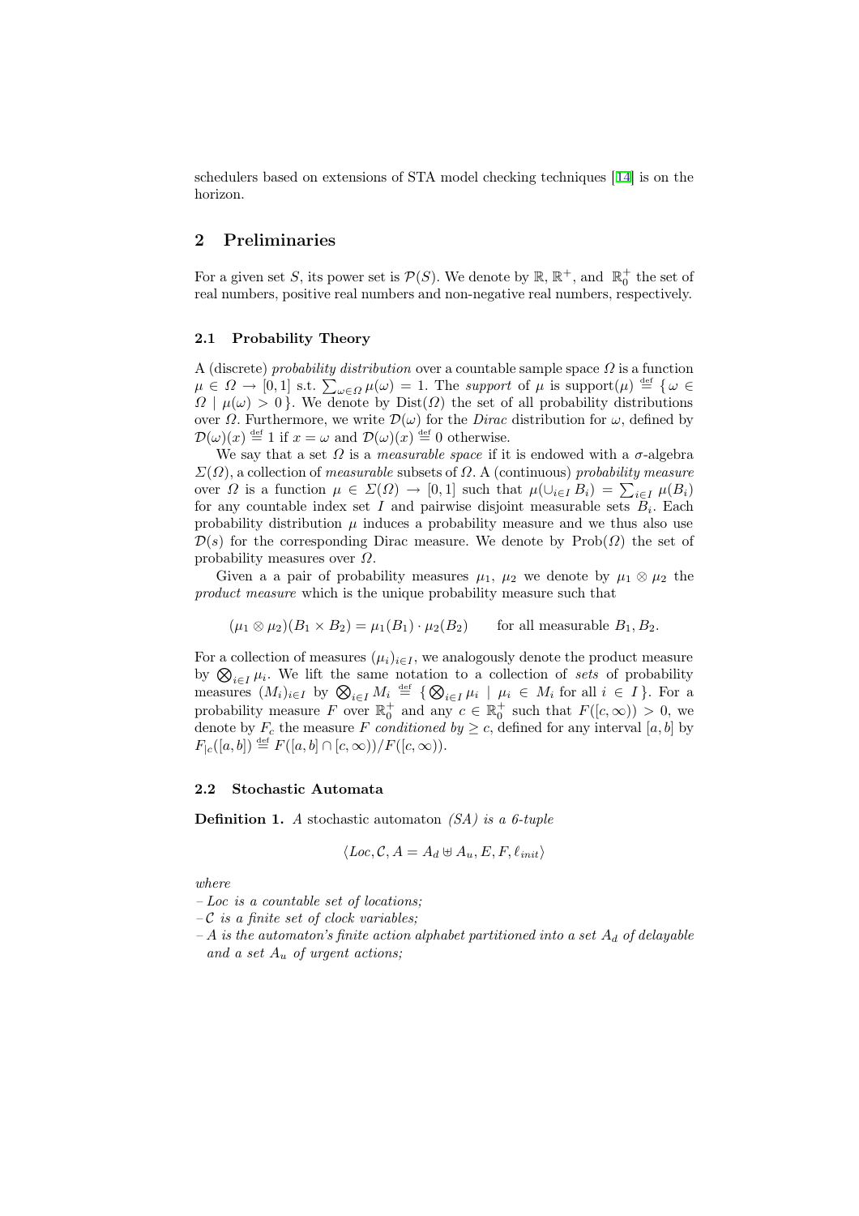schedulers based on extensions of STA model checking techniques [14] is on the horizon.

## 2 Preliminaries

For a given set $S$, its power set is $\mathcal{P}(S)$. We denote by $\mathbb{R}$, $\mathbb{R}^+$, and $\mathbb{R}_0^+$ the set of real numbers, positive real numbers and non-negative real numbers, respectively.

### 2.1 Probability Theory

A (discrete) *probability distribution* over a countable sample space $\Omega$ is a function $\mu \in \Omega \to [0,1]$ s.t. $\sum_{\omega \in \Omega} \mu(\omega) = 1$. The *support* of $\mu$ is $\mathrm{support}(\mu) \overset{\mathrm{def}}{=} \{\, \omega \in \Omega \mid \mu(\omega) > 0 \,\}$. We denote by $\mathrm{Dist}(\Omega)$ the set of all probability distributions over $\Omega$. Furthermore, we write $\mathcal{D}(\omega)$ for the *Dirac* distribution for $\omega$, defined by $\mathcal{D}(\omega)(x) \overset{\mathrm{def}}{=} 1$ if $x = \omega$ and $\mathcal{D}(\omega)(x) \overset{\mathrm{def}}{=} 0$ otherwise.

We say that a set $\Omega$ is a *measurable space* if it is endowed with a $\sigma$-algebra $\Sigma(\Omega)$, a collection of *measurable* subsets of $\Omega$. A (continuous) *probability measure* over $\Omega$ is a function $\mu \in \Sigma(\Omega) \to [0,1]$ such that $\mu(\cup_{i \in I} B_i) = \sum_{i \in I} \mu(B_i)$ for any countable index set $I$ and pairwise disjoint measurable sets $B_i$. Each probability distribution $\mu$ induces a probability measure and we thus also use $\mathcal{D}(s)$ for the corresponding Dirac measure. We denote by $\mathrm{Prob}(\Omega)$ the set of probability measures over $\Omega$.

Given a a pair of probability measures $\mu_1$, $\mu_2$ we denote by $\mu_1 \otimes \mu_2$ the *product measure* which is the unique probability measure such that

$$(\mu_1 \otimes \mu_2)(B_1 \times B_2) = \mu_1(B_1) \cdot \mu_2(B_2) \qquad \text{for all measurable } B_1, B_2.$$

For a collection of measures $(\mu_i)_{i \in I}$, we analogously denote the product measure by $\bigotimes_{i \in I} \mu_i$. We lift the same notation to a collection of *sets* of probability measures $(M_i)_{i \in I}$ by $\bigotimes_{i \in I} M_i \overset{\mathrm{def}}{=} \{\, \bigotimes_{i \in I} \mu_i \mid \mu_i \in M_i \text{ for all } i \in I \,\}$. For a probability measure $F$ over $\mathbb{R}_0^+$ and any $c \in \mathbb{R}_0^+$ such that $F([c, \infty)) > 0$, we denote by $F_c$ the measure $F$ *conditioned by* $\geq c$, defined for any interval $[a,b]$ by $F_{|c}([a,b]) \overset{\mathrm{def}}{=} F([a,b] \cap [c,\infty))/F([c,\infty))$.

### 2.2 Stochastic Automata

**Definition 1.** *A* stochastic automaton *(SA) is a 6-tuple*

$$\langle Loc, \mathcal{C}, A = A_d \uplus A_u, E, F, \ell_{init} \rangle$$

*where*

- *$Loc$ is a countable set of locations;*
- *$\mathcal{C}$ is a finite set of clock variables;*
- *$A$ is the automaton's finite action alphabet partitioned into a set $A_d$ of delayable and a set $A_u$ of urgent actions;*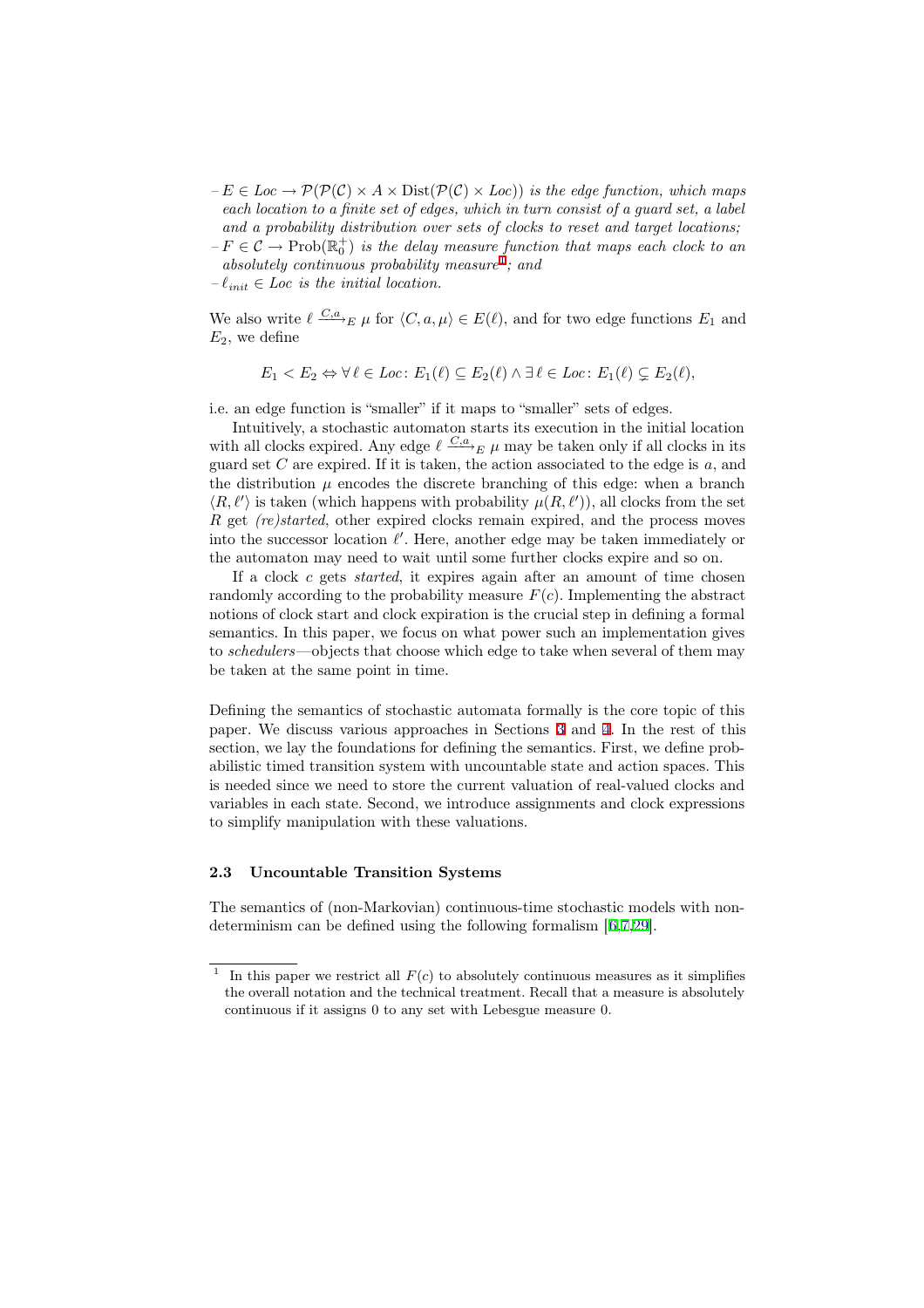- $E \in Loc \to \mathcal{P}(\mathcal{P}(\mathcal{C}) \times A \times \mathrm{Dist}(\mathcal{P}(\mathcal{C}) \times Loc))$ *is the edge function, which maps each location to a finite set of edges, which in turn consist of a guard set, a label and a probability distribution over sets of clocks to reset and target locations;*
- $F \in \mathcal{C} \to \mathrm{Prob}(\mathbb{R}_0^+)$ *is the delay measure function that maps each clock to an absolutely continuous probability measure*[1]*; and*
- $\ell_{init} \in Loc$ *is the initial location.*

We also write $\ell \xrightarrow{C,a}_E \mu$ for $\langle C, a, \mu \rangle \in E(\ell)$, and for two edge functions $E_1$ and $E_2$, we define

$$E_1 < E_2 \Leftrightarrow \forall\, \ell \in Loc\colon E_1(\ell) \subseteq E_2(\ell) \wedge \exists\, \ell \in Loc\colon E_1(\ell) \subsetneq E_2(\ell),$$

i.e. an edge function is "smaller" if it maps to "smaller" sets of edges.

Intuitively, a stochastic automaton starts its execution in the initial location with all clocks expired. Any edge $\ell \xrightarrow{C,a}_E \mu$ may be taken only if all clocks in its guard set $C$ are expired. If it is taken, the action associated to the edge is $a$, and the distribution $\mu$ encodes the discrete branching of this edge: when a branch $\langle R, \ell' \rangle$ is taken (which happens with probability $\mu(R, \ell')$), all clocks from the set $R$ get *(re)started*, other expired clocks remain expired, and the process moves into the successor location $\ell'$. Here, another edge may be taken immediately or the automaton may need to wait until some further clocks expire and so on.

If a clock $c$ gets *started*, it expires again after an amount of time chosen randomly according to the probability measure $F(c)$. Implementing the abstract notions of clock start and clock expiration is the crucial step in defining a formal semantics. In this paper, we focus on what power such an implementation gives to *schedulers*—objects that choose which edge to take when several of them may be taken at the same point in time.

Defining the semantics of stochastic automata formally is the core topic of this paper. We discuss various approaches in Sections 3 and 4. In the rest of this section, we lay the foundations for defining the semantics. First, we define probabilistic timed transition system with uncountable state and action spaces. This is needed since we need to store the current valuation of real-valued clocks and variables in each state. Second, we introduce assignments and clock expressions to simplify manipulation with these valuations.

### 2.3 Uncountable Transition Systems

The semantics of (non-Markovian) continuous-time stochastic models with nondeterminism can be defined using the following formalism [6,7,29].

---

[1] In this paper we restrict all $F(c)$ to absolutely continuous measures as it simplifies the overall notation and the technical treatment. Recall that a measure is absolutely continuous if it assigns 0 to any set with Lebesgue measure 0.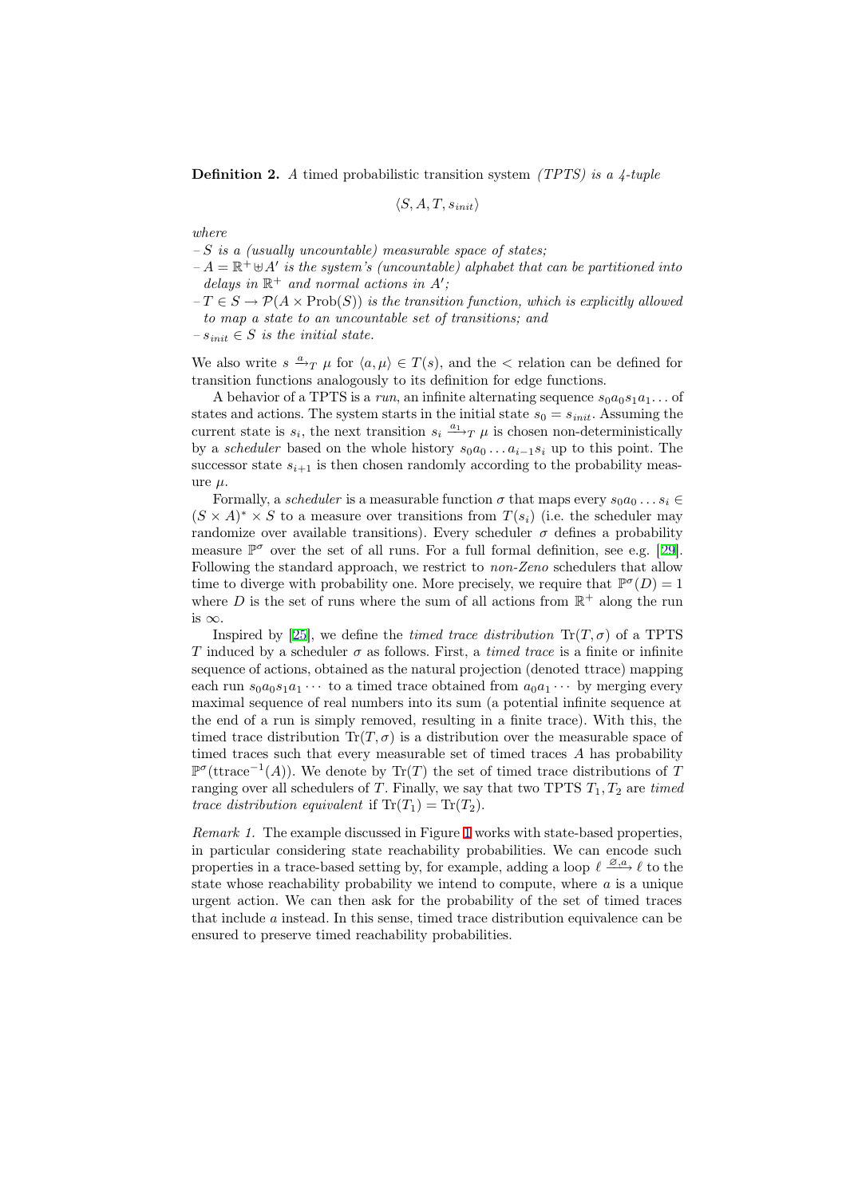**Definition 2.** *A* timed probabilistic transition system *(TPTS) is a 4-tuple*

$$\langle S, A, T, s_{init} \rangle$$

*where*

- $S$ *is a (usually uncountable) measurable space of states;*
- $A = \mathbb{R}^+ \uplus A'$ *is the system's (uncountable) alphabet that can be partitioned into delays in* $\mathbb{R}^+$ *and normal actions in* $A'$*;*
- $T \in S \to \mathcal{P}(A \times \mathrm{Prob}(S))$ *is the transition function, which is explicitly allowed to map a state to an uncountable set of transitions; and*
- $s_{init} \in S$ *is the initial state.*

We also write $s \xrightarrow{a}_T \mu$ for $\langle a, \mu \rangle \in T(s)$, and the $<$ relation can be defined for transition functions analogously to its definition for edge functions.

A behavior of a TPTS is a *run*, an infinite alternating sequence $s_0 a_0 s_1 a_1 \ldots$ of states and actions. The system starts in the initial state $s_0 = s_{init}$. Assuming the current state is $s_i$, the next transition $s_i \xrightarrow{a_i}_T \mu$ is chosen non-deterministically by a *scheduler* based on the whole history $s_0 a_0 \ldots a_{i-1} s_i$ up to this point. The successor state $s_{i+1}$ is then chosen randomly according to the probability measure $\mu$.

Formally, a *scheduler* is a measurable function $\sigma$ that maps every $s_0 a_0 \ldots s_i \in (S \times A)^* \times S$ to a measure over transitions from $T(s_i)$ (i.e. the scheduler may randomize over available transitions). Every scheduler $\sigma$ defines a probability measure $\mathbb{P}^\sigma$ over the set of all runs. For a full formal definition, see e.g. [29]. Following the standard approach, we restrict to *non-Zeno* schedulers that allow time to diverge with probability one. More precisely, we require that $\mathbb{P}^\sigma(D) = 1$ where $D$ is the set of runs where the sum of all actions from $\mathbb{R}^+$ along the run is $\infty$.

Inspired by [25], we define the *timed trace distribution* $\mathrm{Tr}(T, \sigma)$ of a TPTS $T$ induced by a scheduler $\sigma$ as follows. First, a *timed trace* is a finite or infinite sequence of actions, obtained as the natural projection (denoted ttrace) mapping each run $s_0 a_0 s_1 a_1 \cdots$ to a timed trace obtained from $a_0 a_1 \cdots$ by merging every maximal sequence of real numbers into its sum (a potential infinite sequence at the end of a run is simply removed, resulting in a finite trace). With this, the timed trace distribution $\mathrm{Tr}(T, \sigma)$ is a distribution over the measurable space of timed traces such that every measurable set of timed traces $A$ has probability $\mathbb{P}^\sigma(\mathrm{ttrace}^{-1}(A))$. We denote by $\mathrm{Tr}(T)$ the set of timed trace distributions of $T$ ranging over all schedulers of $T$. Finally, we say that two TPTS $T_1, T_2$ are *timed trace distribution equivalent* if $\mathrm{Tr}(T_1) = \mathrm{Tr}(T_2)$.

*Remark 1.* The example discussed in Figure 1 works with state-based properties, in particular considering state reachability probabilities. We can encode such properties in a trace-based setting by, for example, adding a loop $\ell \xrightarrow{\varnothing, a} \ell$ to the state whose reachability probability we intend to compute, where $a$ is a unique urgent action. We can then ask for the probability of the set of timed traces that include $a$ instead. In this sense, timed trace distribution equivalence can be ensured to preserve timed reachability probabilities.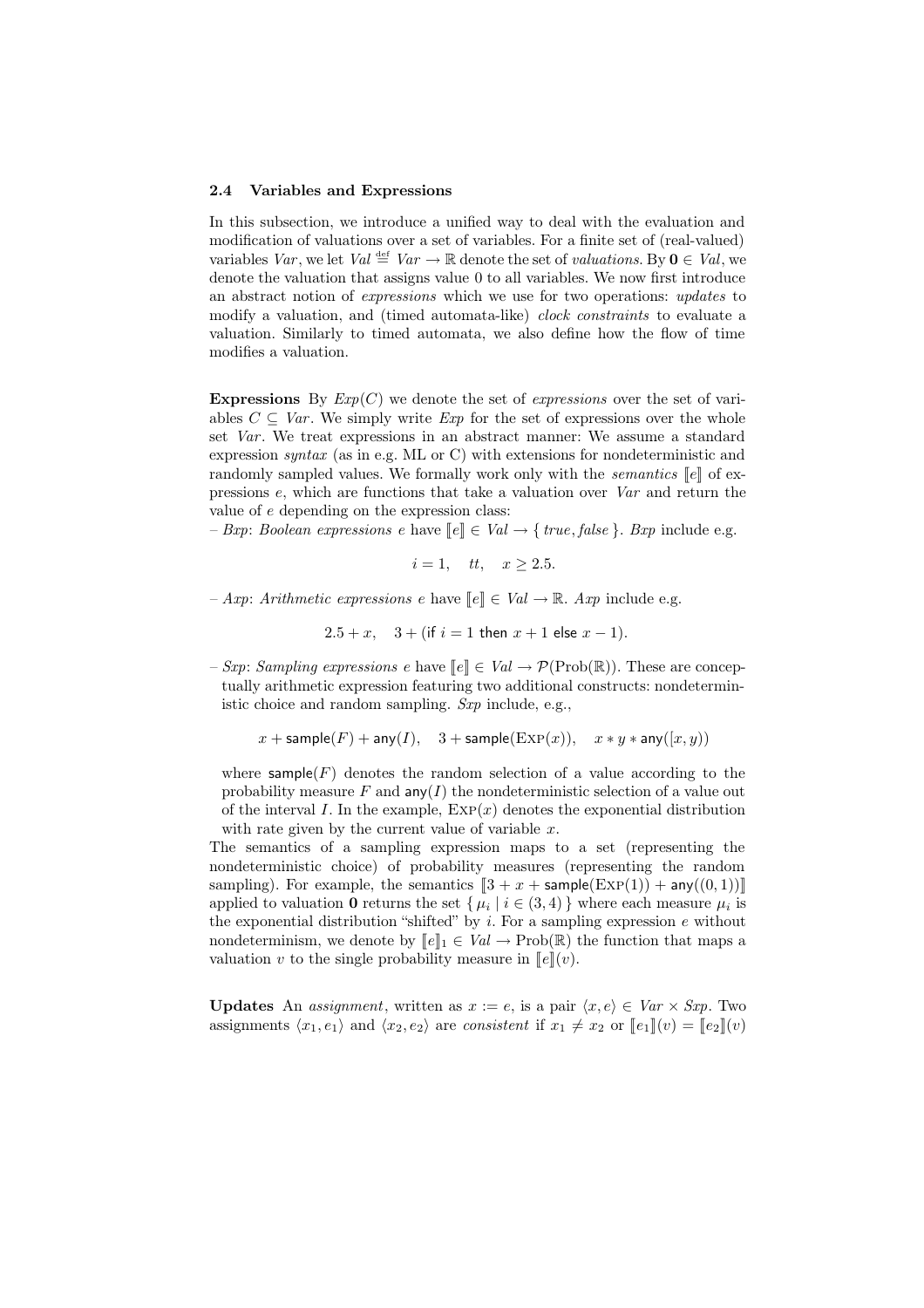### 2.4 Variables and Expressions

In this subsection, we introduce a unified way to deal with the evaluation and modification of valuations over a set of variables. For a finite set of (real-valued) variables $Var$, we let $Val \stackrel{\text{def}}{=} Var \to \mathbb{R}$ denote the set of *valuations*. By $\mathbf{0} \in Val$, we denote the valuation that assigns value 0 to all variables. We now first introduce an abstract notion of *expressions* which we use for two operations: *updates* to modify a valuation, and (timed automata-like) *clock constraints* to evaluate a valuation. Similarly to timed automata, we also define how the flow of time modifies a valuation.

**Expressions** By $Exp(C)$ we denote the set of *expressions* over the set of variables $C \subseteq Var$. We simply write $Exp$ for the set of expressions over the whole set $Var$. We treat expressions in an abstract manner: We assume a standard expression *syntax* (as in e.g. ML or C) with extensions for nondeterministic and randomly sampled values. We formally work only with the *semantics* $[\![e]\!]$ of expressions $e$, which are functions that take a valuation over $Var$ and return the value of $e$ depending on the expression class:

– $Bxp$: *Boolean expressions* $e$ have $[\![e]\!] \in Val \to \{\, true, false \,\}$. $Bxp$ include e.g.

$$i = 1, \quad tt, \quad x \geq 2.5.$$

– $Axp$: *Arithmetic expressions* $e$ have $[\![e]\!] \in Val \to \mathbb{R}$. $Axp$ include e.g.

$$2.5 + x, \quad 3 + (\mathsf{if}\ i = 1\ \mathsf{then}\ x + 1\ \mathsf{else}\ x - 1).$$

– $Sxp$: *Sampling expressions* $e$ have $[\![e]\!] \in Val \to \mathcal{P}(\mathrm{Prob}(\mathbb{R}))$. These are conceptually arithmetic expression featuring two additional constructs: nondeterministic choice and random sampling. $Sxp$ include, e.g.,

$$x + \mathsf{sample}(F) + \mathsf{any}(I), \quad 3 + \mathsf{sample}(\mathrm{EXP}(x)), \quad x * y * \mathsf{any}([x, y))$$

where $\mathsf{sample}(F)$ denotes the random selection of a value according to the probability measure $F$ and $\mathsf{any}(I)$ the nondeterministic selection of a value out of the interval $I$. In the example, $\mathrm{EXP}(x)$ denotes the exponential distribution with rate given by the current value of variable $x$.

The semantics of a sampling expression maps to a set (representing the nondeterministic choice) of probability measures (representing the random sampling). For example, the semantics $[\![3 + x + \mathsf{sample}(\mathrm{EXP}(1)) + \mathsf{any}((0, 1))]\!]$ applied to valuation $\mathbf{0}$ returns the set $\{\, \mu_i \mid i \in (3, 4) \,\}$ where each measure $\mu_i$ is the exponential distribution "shifted" by $i$. For a sampling expression $e$ without nondeterminism, we denote by $[\![e]\!]_1 \in Val \to \mathrm{Prob}(\mathbb{R})$ the function that maps a valuation $v$ to the single probability measure in $[\![e]\!](v)$.

**Updates** An *assignment*, written as $x := e$, is a pair $\langle x, e \rangle \in Var \times Sxp$. Two assignments $\langle x_1, e_1 \rangle$ and $\langle x_2, e_2 \rangle$ are *consistent* if $x_1 \neq x_2$ or $[\![e_1]\!](v) = [\![e_2]\!](v)$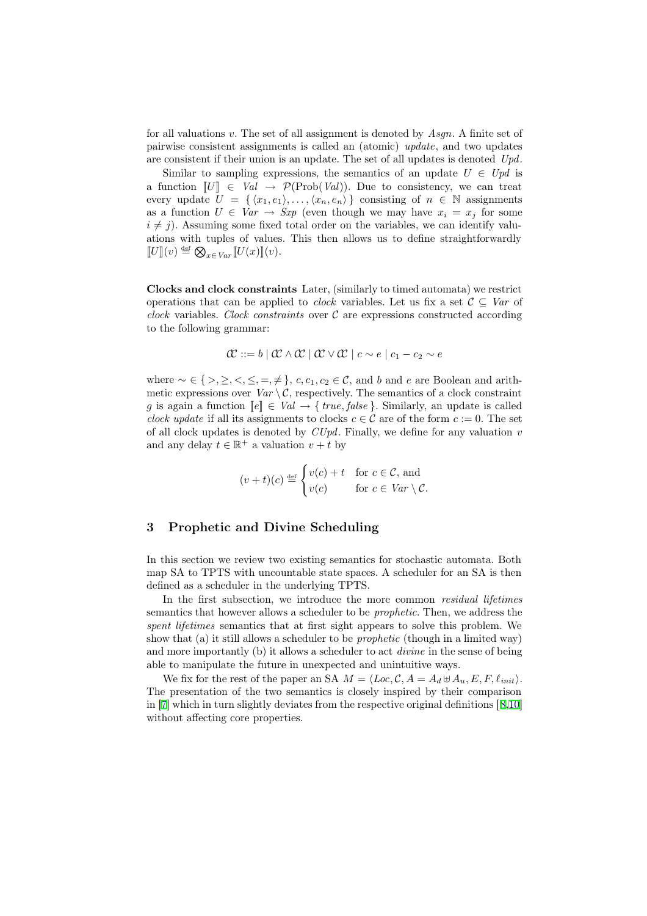for all valuations $v$. The set of all assignment is denoted by $Asgn$. A finite set of pairwise consistent assignments is called an (atomic) *update*, and two updates are consistent if their union is an update. The set of all updates is denoted $Upd$.

Similar to sampling expressions, the semantics of an update $U \in Upd$ is a function $[\![U]\!] \in Val \rightarrow \mathcal{P}(\mathrm{Prob}(Val))$. Due to consistency, we can treat every update $U = \{ \langle x_1, e_1 \rangle, \ldots, \langle x_n, e_n \rangle \}$ consisting of $n \in \mathbb{N}$ assignments as a function $U \in Var \rightarrow Sxp$ (even though we may have $x_i = x_j$ for some $i \neq j$). Assuming some fixed total order on the variables, we can identify valuations with tuples of values. This then allows us to define straightforwardly $[\![U]\!](v) \stackrel{\text{def}}{=} \bigotimes_{x \in Var} [\![U(x)]\!](v)$.

**Clocks and clock constraints** Later, (similarly to timed automata) we restrict operations that can be applied to *clock* variables. Let us fix a set $\mathcal{C} \subseteq Var$ of *clock* variables. *Clock constraints* over $\mathcal{C}$ are expressions constructed according to the following grammar:

$$\mathcal{CC} ::= b \mid \mathcal{CC} \wedge \mathcal{CC} \mid \mathcal{CC} \vee \mathcal{CC} \mid c \sim e \mid c_1 - c_2 \sim e$$

where $\sim \in \{ >, \geq, <, \leq, =, \neq \}$, $c, c_1, c_2 \in \mathcal{C}$, and $b$ and $e$ are Boolean and arithmetic expressions over $Var \setminus \mathcal{C}$, respectively. The semantics of a clock constraint $g$ is again a function $[\![e]\!] \in Val \rightarrow \{ true, false \}$. Similarly, an update is called *clock update* if all its assignments to clocks $c \in \mathcal{C}$ are of the form $c := 0$. The set of all clock updates is denoted by $CUpd$. Finally, we define for any valuation $v$ and any delay $t \in \mathbb{R}^+$ a valuation $v + t$ by

$$(v+t)(c) \stackrel{\text{def}}{=} \begin{cases} v(c) + t & \text{for } c \in \mathcal{C}, \text{ and} \\ v(c) & \text{for } c \in Var \setminus \mathcal{C}. \end{cases}$$

## 3 Prophetic and Divine Scheduling

In this section we review two existing semantics for stochastic automata. Both map SA to TPTS with uncountable state spaces. A scheduler for an SA is then defined as a scheduler in the underlying TPTS.

In the first subsection, we introduce the more common *residual lifetimes* semantics that however allows a scheduler to be *prophetic*. Then, we address the *spent lifetimes* semantics that at first sight appears to solve this problem. We show that (a) it still allows a scheduler to be *prophetic* (though in a limited way) and more importantly (b) it allows a scheduler to act *divine* in the sense of being able to manipulate the future in unexpected and unintuitive ways.

We fix for the rest of the paper an SA $M = \langle Loc, \mathcal{C}, A = A_d \uplus A_u, E, F, \ell_{init} \rangle$. The presentation of the two semantics is closely inspired by their comparison in [7] which in turn slightly deviates from the respective original definitions [8,10] without affecting core properties.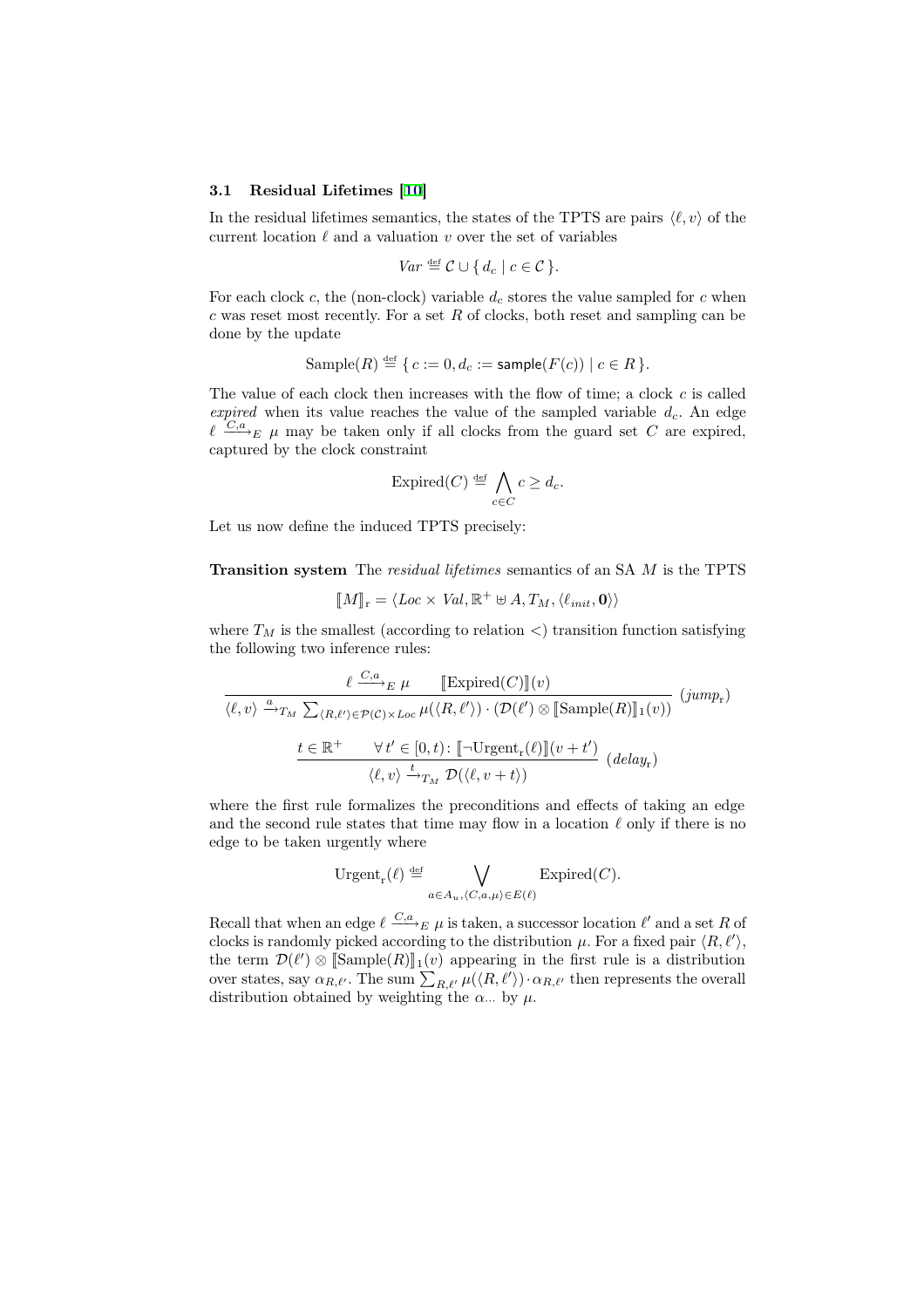### 3.1 Residual Lifetimes [10]

In the residual lifetimes semantics, the states of the TPTS are pairs $\langle \ell, v \rangle$ of the current location $\ell$ and a valuation $v$ over the set of variables

$$\mathit{Var} \stackrel{\text{def}}{=} \mathcal{C} \cup \{\, d_c \mid c \in \mathcal{C} \,\}.$$

For each clock $c$, the (non-clock) variable $d_c$ stores the value sampled for $c$ when $c$ was reset most recently. For a set $R$ of clocks, both reset and sampling can be done by the update

$$\mathrm{Sample}(R) \stackrel{\text{def}}{=} \{\, c := 0, d_c := \mathsf{sample}(F(c)) \mid c \in R \,\}.$$

The value of each clock then increases with the flow of time; a clock $c$ is called *expired* when its value reaches the value of the sampled variable $d_c$. An edge $\ell \xrightarrow{C,a}_E \mu$ may be taken only if all clocks from the guard set $C$ are expired, captured by the clock constraint

$$\mathrm{Expired}(C) \stackrel{\text{def}}{=} \bigwedge_{c \in C} c \geq d_c.$$

Let us now define the induced TPTS precisely:

**Transition system** The *residual lifetimes* semantics of an SA $M$ is the TPTS

$$[\![M]\!]_{\mathrm{r}} = \langle \mathit{Loc} \times \mathit{Val}, \mathbb{R}^+ \uplus A, T_M, \langle \ell_{init}, \mathbf{0} \rangle \rangle$$

where $T_M$ is the smallest (according to relation $<$) transition function satisfying the following two inference rules:

$$\frac{\ell \xrightarrow{C,a}_E \mu \qquad [\![\mathrm{Expired}(C)]\!](v)}{\langle \ell, v \rangle \xrightarrow{a}_{T_M} \sum_{\langle R, \ell' \rangle \in \mathcal{P}(\mathcal{C}) \times \mathit{Loc}} \mu(\langle R, \ell' \rangle) \cdot (\mathcal{D}(\ell') \otimes [\![\mathrm{Sample}(R)]\!]_1(v))} \;(\mathit{jump}_{\mathrm{r}})$$

$$\frac{t \in \mathbb{R}^+ \qquad \forall\, t' \in [0, t)\colon [\![\neg \mathrm{Urgent}_{\mathrm{r}}(\ell)]\!](v + t')}{\langle \ell, v \rangle \xrightarrow{t}_{T_M} \mathcal{D}(\langle \ell, v + t \rangle)} \;(\mathit{delay}_{\mathrm{r}})$$

where the first rule formalizes the preconditions and effects of taking an edge and the second rule states that time may flow in a location $\ell$ only if there is no edge to be taken urgently where

$$\mathrm{Urgent}_{\mathrm{r}}(\ell) \stackrel{\text{def}}{=} \bigvee_{a \in A_u, \langle C, a, \mu \rangle \in E(\ell)} \mathrm{Expired}(C).$$

Recall that when an edge $\ell \xrightarrow{C,a}_E \mu$ is taken, a successor location $\ell'$ and a set $R$ of clocks is randomly picked according to the distribution $\mu$. For a fixed pair $\langle R, \ell' \rangle$, the term $\mathcal{D}(\ell') \otimes [\![\mathrm{Sample}(R)]\!]_1(v)$ appearing in the first rule is a distribution over states, say $\alpha_{R,\ell'}$. The sum $\sum_{R,\ell'} \mu(\langle R, \ell' \rangle) \cdot \alpha_{R,\ell'}$ then represents the overall distribution obtained by weighting the $\alpha_{\ldots}$ by $\mu$.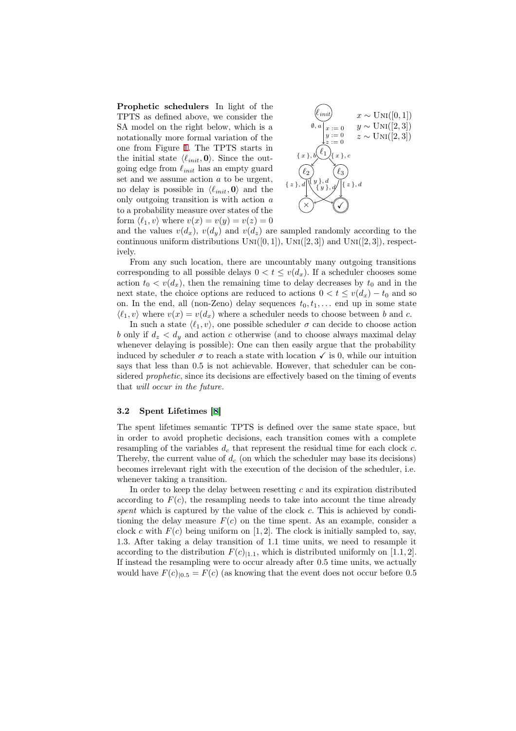**Prophetic schedulers** In light of the TPTS as defined above, we consider the SA model on the right below, which is a notationally more formal variation of the one from Figure 1. The TPTS starts in the initial state $\langle \ell_{init}, \mathbf{0} \rangle$. Since the outgoing edge from $\ell_{init}$ has an empty guard set and we assume action $a$ to be urgent, no delay is possible in $\langle \ell_{init}, \mathbf{0} \rangle$ and the only outgoing transition is with action $a$ to a probability measure over states of the form $\langle \ell_1, v \rangle$ where $v(x) = v(y) = v(z) = 0$ and the values $v(d_x)$, $v(d_y)$ and $v(d_z)$ are sampled randomly according to the continuous uniform distributions $\text{Uni}([0,1])$, $\text{Uni}([2,3])$ and $\text{Uni}([2,3])$, respectively.

From any such location, there are uncountably many outgoing transitions corresponding to all possible delays $0 < t \le v(d_x)$. If a scheduler chooses some action $t_0 < v(d_x)$, then the remaining time to delay decreases by $t_0$ and in the next state, the choice options are reduced to actions $0 < t \le v(d_x) - t_0$ and so on. In the end, all (non-Zeno) delay sequences $t_0, t_1, \ldots$ end up in some state $\langle \ell_1, v \rangle$ where $v(x) = v(d_x)$ where a scheduler needs to choose between $b$ and $c$.

In such a state $\langle \ell_1, v \rangle$, one possible scheduler $\sigma$ can decide to choose action $b$ only if $d_z < d_y$ and action $c$ otherwise (and to choose always maximal delay whenever delaying is possible): One can then easily argue that the probability induced by scheduler $\sigma$ to reach a state with location ✓ is 0, while our intuition says that less than 0.5 is not achievable. However, that scheduler can be considered *prophetic*, since its decisions are effectively based on the timing of events that *will occur in the future*.

### 3.2 Spent Lifetimes [8]

The spent lifetimes semantic TPTS is defined over the same state space, but in order to avoid prophetic decisions, each transition comes with a complete resampling of the variables $d_c$ that represent the residual time for each clock $c$. Thereby, the current value of $d_c$ (on which the scheduler may base its decisions) becomes irrelevant right with the execution of the decision of the scheduler, i.e. whenever taking a transition.

In order to keep the delay between resetting $c$ and its expiration distributed according to $F(c)$, the resampling needs to take into account the time already *spent* which is captured by the value of the clock $c$. This is achieved by conditioning the delay measure $F(c)$ on the time spent. As an example, consider a clock $c$ with $F(c)$ being uniform on $[1,2]$. The clock is initially sampled to, say, 1.3. After taking a delay transition of 1.1 time units, we need to resample it according to the distribution $F(c)_{|1.1}$, which is distributed uniformly on $[1.1, 2]$. If instead the resampling were to occur already after 0.5 time units, we actually would have $F(c)_{|0.5} = F(c)$ (as knowing that the event does not occur before 0.5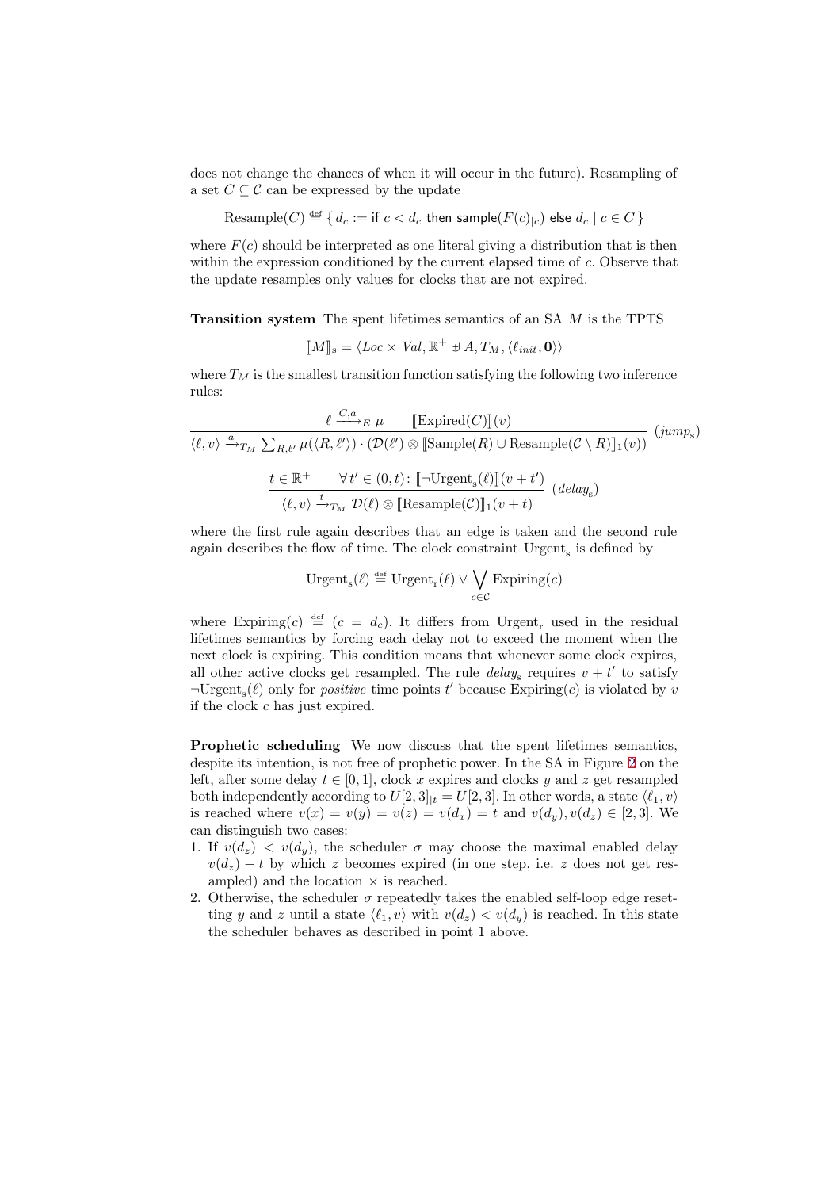does not change the chances of when it will occur in the future). Resampling of a set $C \subseteq \mathcal{C}$ can be expressed by the update

$$\text{Resample}(C) \overset{\text{def}}{=} \{\, d_c := \mathsf{if}\ c < d_c\ \mathsf{then}\ \mathsf{sample}(F(c)_{|c})\ \mathsf{else}\ d_c \mid c \in C \,\}$$

where $F(c)$ should be interpreted as one literal giving a distribution that is then within the expression conditioned by the current elapsed time of $c$. Observe that the update resamples only values for clocks that are not expired.

**Transition system** The spent lifetimes semantics of an SA $M$ is the TPTS

$$[\![M]\!]_{\text{s}} = \langle Loc \times Val, \mathbb{R}^{+} \uplus A, T_M, \langle \ell_{init}, \mathbf{0} \rangle \rangle$$

where $T_M$ is the smallest transition function satisfying the following two inference rules:

$$\frac{\ell \xrightarrow{C,a}_E \mu \qquad [\![\text{Expired}(C)]\!](v)}{\langle \ell, v \rangle \xrightarrow{a}_{T_M} \sum_{R,\ell'} \mu(\langle R, \ell' \rangle) \cdot (\mathcal{D}(\ell') \otimes [\![\text{Sample}(R) \cup \text{Resample}(\mathcal{C} \setminus R)]\!]_1(v))} \ (jump_{\text{s}})$$

$$\frac{t \in \mathbb{R}^{+} \qquad \forall\, t' \in (0,t) \colon [\![\neg \text{Urgent}_{\text{s}}(\ell)]\!](v + t')}{\langle \ell, v \rangle \xrightarrow{t}_{T_M} \mathcal{D}(\ell) \otimes [\![\text{Resample}(\mathcal{C})]\!]_1(v+t)} \ (delay_{\text{s}})$$

where the first rule again describes that an edge is taken and the second rule again describes the flow of time. The clock constraint $\text{Urgent}_{\text{s}}$ is defined by

$$\text{Urgent}_{\text{s}}(\ell) \overset{\text{def}}{=} \text{Urgent}_{\text{r}}(\ell) \vee \bigvee_{c \in \mathcal{C}} \text{Expiring}(c)$$

where $\text{Expiring}(c) \overset{\text{def}}{=} (c = d_c)$. It differs from $\text{Urgent}_{\text{r}}$ used in the residual lifetimes semantics by forcing each delay not to exceed the moment when the next clock is expiring. This condition means that whenever some clock expires, all other active clocks get resampled. The rule $delay_{\text{s}}$ requires $v + t'$ to satisfy $\neg \text{Urgent}_{\text{s}}(\ell)$ only for *positive* time points $t'$ because $\text{Expiring}(c)$ is violated by $v$ if the clock $c$ has just expired.

**Prophetic scheduling** We now discuss that the spent lifetimes semantics, despite its intention, is not free of prophetic power. In the SA in Figure 2 on the left, after some delay $t \in [0,1]$, clock $x$ expires and clocks $y$ and $z$ get resampled both independently according to $U[2,3]_{|t} = U[2,3]$. In other words, a state $\langle \ell_1, v \rangle$ is reached where $v(x) = v(y) = v(z) = v(d_x) = t$ and $v(d_y), v(d_z) \in [2,3]$. We can distinguish two cases:

1. If $v(d_z) < v(d_y)$, the scheduler $\sigma$ may choose the maximal enabled delay $v(d_z) - t$ by which $z$ becomes expired (in one step, i.e. $z$ does not get resampled) and the location $\times$ is reached.
2. Otherwise, the scheduler $\sigma$ repeatedly takes the enabled self-loop edge resetting $y$ and $z$ until a state $\langle \ell_1, v \rangle$ with $v(d_z) < v(d_y)$ is reached. In this state the scheduler behaves as described in point 1 above.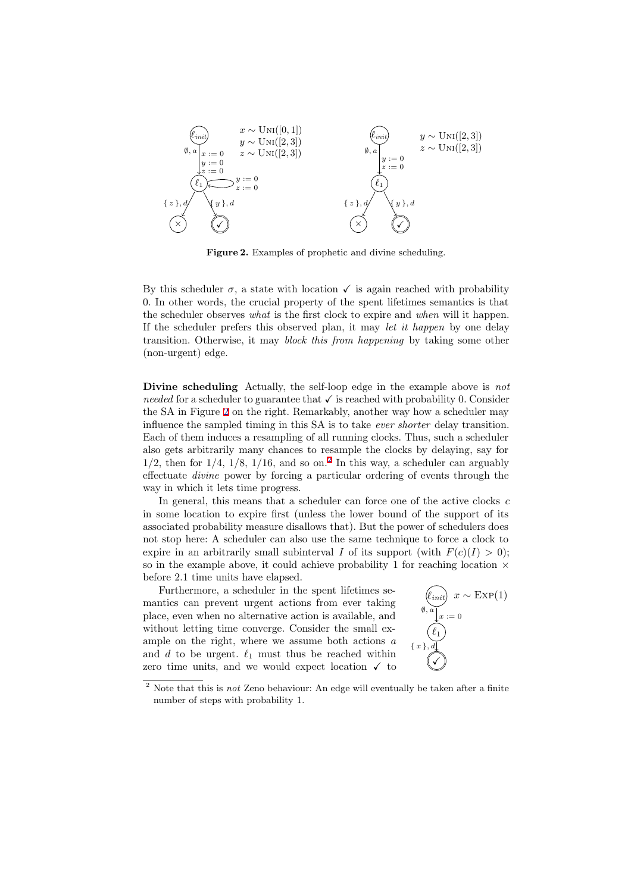**Figure 2.** Examples of prophetic and divine scheduling.

By this scheduler $\sigma$, a state with location ✓ is again reached with probability 0. In other words, the crucial property of the spent lifetimes semantics is that the scheduler observes *what* is the first clock to expire and *when* will it happen. If the scheduler prefers this observed plan, it may *let it happen* by one delay transition. Otherwise, it may *block this from happening* by taking some other (non-urgent) edge.

**Divine scheduling** Actually, the self-loop edge in the example above is *not needed* for a scheduler to guarantee that ✓ is reached with probability 0. Consider the SA in Figure 2 on the right. Remarkably, another way how a scheduler may influence the sampled timing in this SA is to take *ever shorter* delay transition. Each of them induces a resampling of all running clocks. Thus, such a scheduler also gets arbitrarily many chances to resample the clocks by delaying, say for $1/2$, then for $1/4$, $1/8$, $1/16$, and so on.[2] In this way, a scheduler can arguably effectuate *divine* power by forcing a particular ordering of events through the way in which it lets time progress.

In general, this means that a scheduler can force one of the active clocks $c$ in some location to expire first (unless the lower bound of the support of its associated probability measure disallows that). But the power of schedulers does not stop here: A scheduler can also use the same technique to force a clock to expire in an arbitrarily small subinterval $I$ of its support (with $F(c)(I) > 0$); so in the example above, it could achieve probability 1 for reaching location $\times$ before 2.1 time units have elapsed.

Furthermore, a scheduler in the spent lifetimes semantics can prevent urgent actions from ever taking place, even when no alternative action is available, and without letting time converge. Consider the small example on the right, where we assume both actions $a$ and $d$ to be urgent. $\ell_1$ must thus be reached within zero time units, and we would expect location ✓ to

[2] Note that this is *not* Zeno behaviour: An edge will eventually be taken after a finite number of steps with probability 1.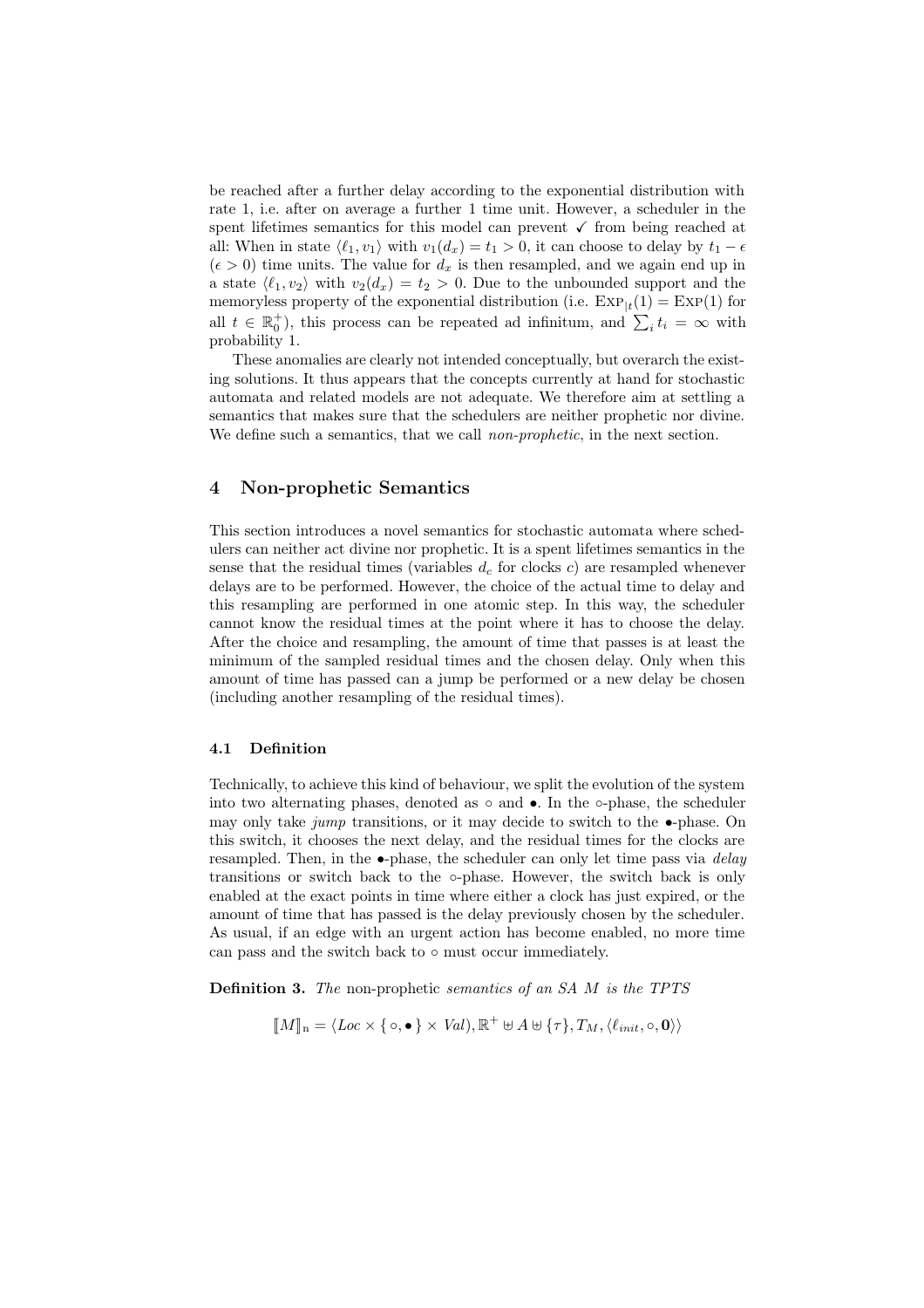be reached after a further delay according to the exponential distribution with rate 1, i.e. after on average a further 1 time unit. However, a scheduler in the spent lifetimes semantics for this model can prevent $\checkmark$ from being reached at all: When in state $\langle \ell_1, v_1 \rangle$ with $v_1(d_x) = t_1 > 0$, it can choose to delay by $t_1 - \epsilon$ ($\epsilon > 0$) time units. The value for $d_x$ is then resampled, and we again end up in a state $\langle \ell_1, v_2 \rangle$ with $v_2(d_x) = t_2 > 0$. Due to the unbounded support and the memoryless property of the exponential distribution (i.e. $\text{Exp}_{|t}(1) = \text{Exp}(1)$ for all $t \in \mathbb{R}_0^+$), this process can be repeated ad infinitum, and $\sum_i t_i = \infty$ with probability 1.

These anomalies are clearly not intended conceptually, but overarch the existing solutions. It thus appears that the concepts currently at hand for stochastic automata and related models are not adequate. We therefore aim at settling a semantics that makes sure that the schedulers are neither prophetic nor divine. We define such a semantics, that we call *non-prophetic*, in the next section.

## 4 Non-prophetic Semantics

This section introduces a novel semantics for stochastic automata where schedulers can neither act divine nor prophetic. It is a spent lifetimes semantics in the sense that the residual times (variables $d_c$ for clocks $c$) are resampled whenever delays are to be performed. However, the choice of the actual time to delay and this resampling are performed in one atomic step. In this way, the scheduler cannot know the residual times at the point where it has to choose the delay. After the choice and resampling, the amount of time that passes is at least the minimum of the sampled residual times and the chosen delay. Only when this amount of time has passed can a jump be performed or a new delay be chosen (including another resampling of the residual times).

### 4.1 Definition

Technically, to achieve this kind of behaviour, we split the evolution of the system into two alternating phases, denoted as $\circ$ and $\bullet$. In the $\circ$-phase, the scheduler may only take *jump* transitions, or it may decide to switch to the $\bullet$-phase. On this switch, it chooses the next delay, and the residual times for the clocks are resampled. Then, in the $\bullet$-phase, the scheduler can only let time pass via *delay* transitions or switch back to the $\circ$-phase. However, the switch back is only enabled at the exact points in time where either a clock has just expired, or the amount of time that has passed is the delay previously chosen by the scheduler. As usual, if an edge with an urgent action has become enabled, no more time can pass and the switch back to $\circ$ must occur immediately.

**Definition 3.** *The* non-prophetic *semantics of an SA $M$ is the TPTS*

$$[\![M]\!]_{\text{n}} = \langle Loc \times \{\, \circ, \bullet \,\} \times Val), \mathbb{R}^+ \uplus A \uplus \{\tau\}, T_M, \langle \ell_{init}, \circ, \mathbf{0} \rangle\rangle$$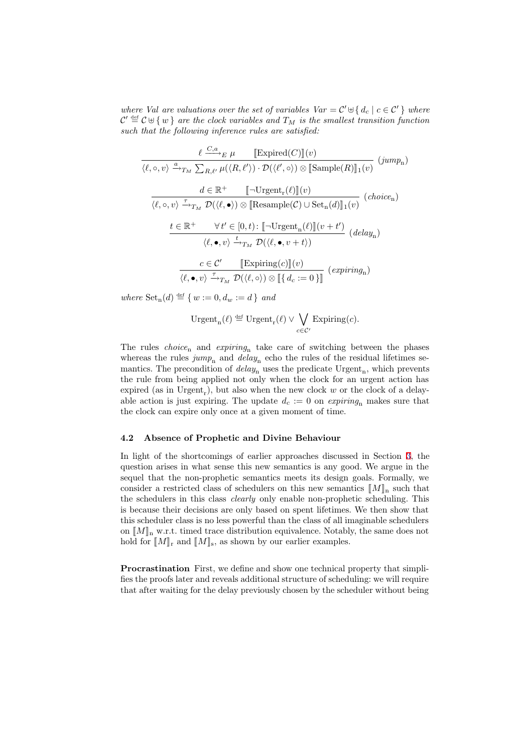*where Val are valuations over the set of variables* $\mathit{Var} = \mathcal{C}' \uplus \{\, d_c \mid c \in \mathcal{C}' \,\}$ *where* $\mathcal{C}' \stackrel{\text{def}}{=} \mathcal{C} \uplus \{\, w \,\}$ *are the clock variables and* $T_M$ *is the smallest transition function such that the following inference rules are satisfied:*

$$\frac{\ell \xrightarrow{C,a}_E \mu \qquad [\![\mathrm{Expired}(C)]\!](v)}{\langle \ell, \circ, v\rangle \xrightarrow{a}_{T_M} \sum_{R,\ell'} \mu(\langle R, \ell'\rangle) \cdot \mathcal{D}(\langle \ell', \circ\rangle) \otimes [\![\mathrm{Sample}(R)]\!]_1(v)} \; (\mathit{jump}_{\mathrm{n}})$$

$$\frac{d \in \mathbb{R}^+ \qquad [\![\neg \mathrm{Urgent}_{\mathrm{r}}(\ell)]\!](v)}{\langle \ell, \circ, v\rangle \xrightarrow{\tau}_{T_M} \mathcal{D}(\langle \ell, \bullet\rangle) \otimes [\![\mathrm{Resample}(\mathcal{C}) \cup \mathrm{Set}_{\mathrm{n}}(d)]\!]_1(v)} \; (\mathit{choice}_{\mathrm{n}})$$

$$\frac{t \in \mathbb{R}^+ \qquad \forall t' \in [0, t) \colon [\![\neg \mathrm{Urgent}_{\mathrm{n}}(\ell)]\!](v + t')}{\langle \ell, \bullet, v\rangle \xrightarrow{t}_{T_M} \mathcal{D}(\langle \ell, \bullet, v + t\rangle)} \; (\mathit{delay}_{\mathrm{n}})$$

$$\frac{c \in \mathcal{C}' \qquad [\![\mathrm{Expiring}(c)]\!](v)}{\langle \ell, \bullet, v\rangle \xrightarrow{\tau}_{T_M} \mathcal{D}(\langle \ell, \circ\rangle) \otimes [\![\{\, d_c := 0 \,\}]\!]} \; (\mathit{expiring}_{\mathrm{n}})$$

*where* $\mathrm{Set}_{\mathrm{n}}(d) \stackrel{\text{def}}{=} \{\, w := 0, d_w := d \,\}$ *and*

$$\mathrm{Urgent}_{\mathrm{n}}(\ell) \stackrel{\text{def}}{=} \mathrm{Urgent}_{\mathrm{r}}(\ell) \vee \bigvee_{c \in \mathcal{C}'} \mathrm{Expiring}(c).$$

The rules $\mathit{choice}_{\mathrm{n}}$ and $\mathit{expiring}_{\mathrm{n}}$ take care of switching between the phases whereas the rules $\mathit{jump}_{\mathrm{n}}$ and $\mathit{delay}_{\mathrm{n}}$ echo the rules of the residual lifetimes semantics. The precondition of $\mathit{delay}_{\mathrm{n}}$ uses the predicate $\mathrm{Urgent}_{\mathrm{n}}$, which prevents the rule from being applied not only when the clock for an urgent action has expired (as in $\mathrm{Urgent}_{\mathrm{r}}$), but also when the new clock $w$ or the clock of a delayable action is just expiring. The update $d_c := 0$ on $\mathit{expiring}_{\mathrm{n}}$ makes sure that the clock can expire only once at a given moment of time.

### 4.2 Absence of Prophetic and Divine Behaviour

In light of the shortcomings of earlier approaches discussed in Section 3, the question arises in what sense this new semantics is any good. We argue in the sequel that the non-prophetic semantics meets its design goals. Formally, we consider a restricted class of schedulers on this new semantics $[\![M]\!]_{\mathrm{n}}$ such that the schedulers in this class *clearly* only enable non-prophetic scheduling. This is because their decisions are only based on spent lifetimes. We then show that this scheduler class is no less powerful than the class of all imaginable schedulers on $[\![M]\!]_{\mathrm{n}}$ w.r.t. timed trace distribution equivalence. Notably, the same does not hold for $[\![M]\!]_{\mathrm{r}}$ and $[\![M]\!]_{\mathrm{s}}$, as shown by our earlier examples.

**Procrastination** First, we define and show one technical property that simplifies the proofs later and reveals additional structure of scheduling: we will require that after waiting for the delay previously chosen by the scheduler without being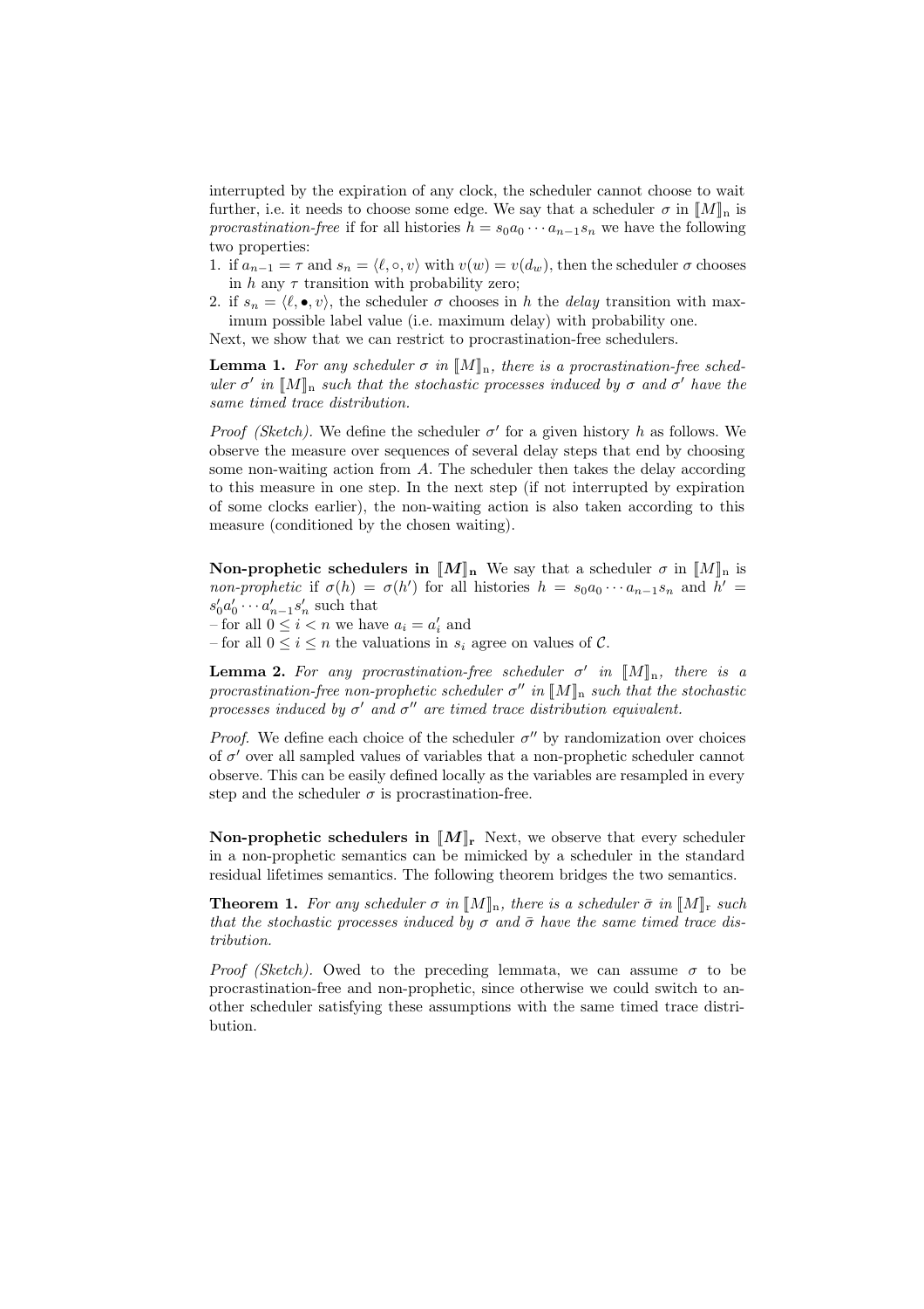interrupted by the expiration of any clock, the scheduler cannot choose to wait further, i.e. it needs to choose some edge. We say that a scheduler $\sigma$ in $[\![M]\!]_{\mathrm{n}}$ is *procrastination-free* if for all histories $h = s_0 a_0 \cdots a_{n-1} s_n$ we have the following two properties:

1. if $a_{n-1} = \tau$ and $s_n = \langle \ell, \circ, v \rangle$ with $v(w) = v(d_w)$, then the scheduler $\sigma$ chooses in $h$ any $\tau$ transition with probability zero;
2. if $s_n = \langle \ell, \bullet, v \rangle$, the scheduler $\sigma$ chooses in $h$ the *delay* transition with maximum possible label value (i.e. maximum delay) with probability one.

Next, we show that we can restrict to procrastination-free schedulers.

**Lemma 1.** *For any scheduler $\sigma$ in $[\![M]\!]_{\mathrm{n}}$, there is a procrastination-free scheduler $\sigma'$ in $[\![M]\!]_{\mathrm{n}}$ such that the stochastic processes induced by $\sigma$ and $\sigma'$ have the same timed trace distribution.*

*Proof (Sketch).* We define the scheduler $\sigma'$ for a given history $h$ as follows. We observe the measure over sequences of several delay steps that end by choosing some non-waiting action from $A$. The scheduler then takes the delay according to this measure in one step. In the next step (if not interrupted by expiration of some clocks earlier), the non-waiting action is also taken according to this measure (conditioned by the chosen waiting).

**Non-prophetic schedulers in $[\![M]\!]_{\mathbf{n}}$** We say that a scheduler $\sigma$ in $[\![M]\!]_{\mathrm{n}}$ is *non-prophetic* if $\sigma(h) = \sigma(h')$ for all histories $h = s_0 a_0 \cdots a_{n-1} s_n$ and $h' = s'_0 a'_0 \cdots a'_{n-1} s'_n$ such that

– for all $0 \le i < n$ we have $a_i = a'_i$ and
– for all $0 \le i \le n$ the valuations in $s_i$ agree on values of $\mathcal{C}$.

**Lemma 2.** *For any procrastination-free scheduler $\sigma'$ in $[\![M]\!]_{\mathrm{n}}$, there is a procrastination-free non-prophetic scheduler $\sigma''$ in $[\![M]\!]_{\mathrm{n}}$ such that the stochastic processes induced by $\sigma'$ and $\sigma''$ are timed trace distribution equivalent.*

*Proof.* We define each choice of the scheduler $\sigma''$ by randomization over choices of $\sigma'$ over all sampled values of variables that a non-prophetic scheduler cannot observe. This can be easily defined locally as the variables are resampled in every step and the scheduler $\sigma$ is procrastination-free.

**Non-prophetic schedulers in $[\![M]\!]_{\mathbf{r}}$** Next, we observe that every scheduler in a non-prophetic semantics can be mimicked by a scheduler in the standard residual lifetimes semantics. The following theorem bridges the two semantics.

**Theorem 1.** *For any scheduler $\sigma$ in $[\![M]\!]_{\mathrm{n}}$, there is a scheduler $\bar{\sigma}$ in $[\![M]\!]_{\mathrm{r}}$ such that the stochastic processes induced by $\sigma$ and $\bar{\sigma}$ have the same timed trace distribution.*

*Proof (Sketch).* Owed to the preceding lemmata, we can assume $\sigma$ to be procrastination-free and non-prophetic, since otherwise we could switch to another scheduler satisfying these assumptions with the same timed trace distribution.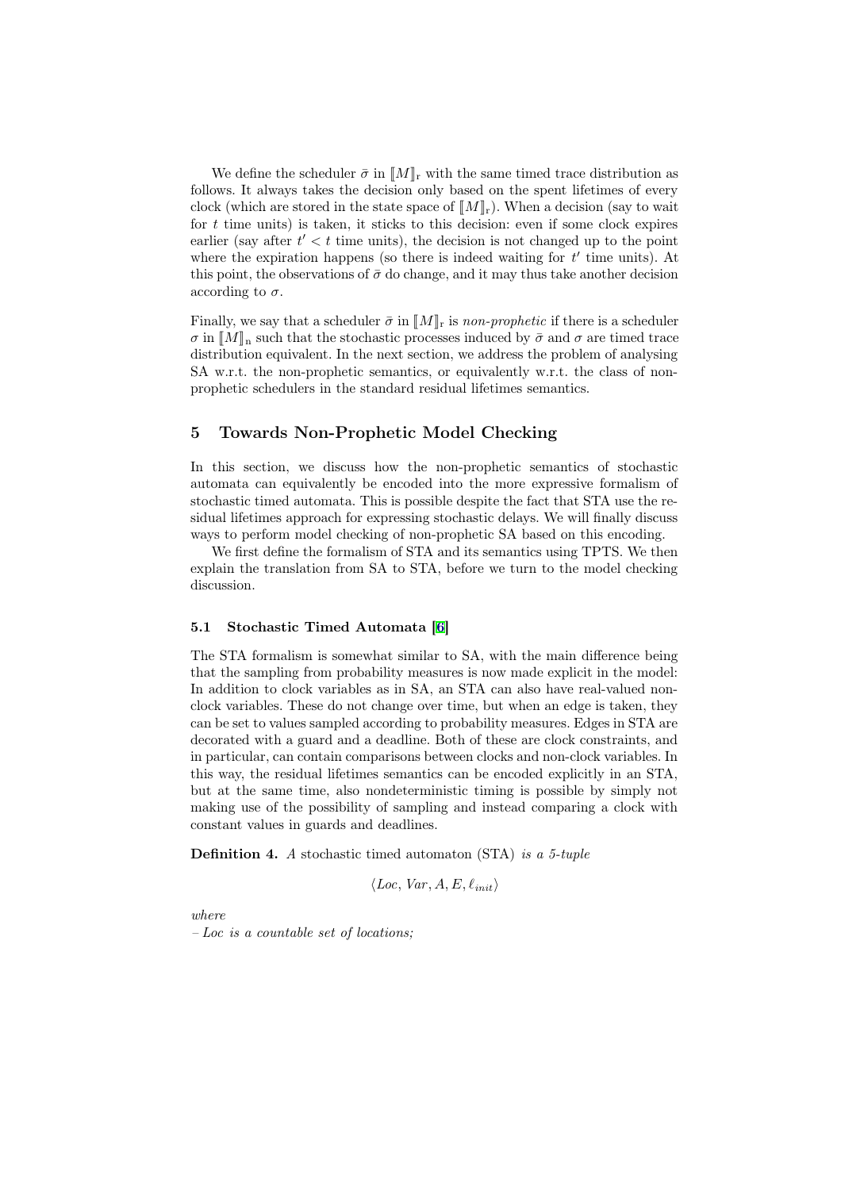We define the scheduler $\bar{\sigma}$ in $[\![M]\!]_{\mathrm{r}}$ with the same timed trace distribution as follows. It always takes the decision only based on the spent lifetimes of every clock (which are stored in the state space of $[\![M]\!]_{\mathrm{r}}$). When a decision (say to wait for $t$ time units) is taken, it sticks to this decision: even if some clock expires earlier (say after $t' < t$ time units), the decision is not changed up to the point where the expiration happens (so there is indeed waiting for $t'$ time units). At this point, the observations of $\bar{\sigma}$ do change, and it may thus take another decision according to $\sigma$.

Finally, we say that a scheduler $\bar{\sigma}$ in $[\![M]\!]_{\mathrm{r}}$ is *non-prophetic* if there is a scheduler $\sigma$ in $[\![M]\!]_{\mathrm{n}}$ such that the stochastic processes induced by $\bar{\sigma}$ and $\sigma$ are timed trace distribution equivalent. In the next section, we address the problem of analysing SA w.r.t. the non-prophetic semantics, or equivalently w.r.t. the class of non-prophetic schedulers in the standard residual lifetimes semantics.

## 5 Towards Non-Prophetic Model Checking

In this section, we discuss how the non-prophetic semantics of stochastic automata can equivalently be encoded into the more expressive formalism of stochastic timed automata. This is possible despite the fact that STA use the residual lifetimes approach for expressing stochastic delays. We will finally discuss ways to perform model checking of non-prophetic SA based on this encoding.

We first define the formalism of STA and its semantics using TPTS. We then explain the translation from SA to STA, before we turn to the model checking discussion.

### 5.1 Stochastic Timed Automata [6]

The STA formalism is somewhat similar to SA, with the main difference being that the sampling from probability measures is now made explicit in the model: In addition to clock variables as in SA, an STA can also have real-valued non-clock variables. These do not change over time, but when an edge is taken, they can be set to values sampled according to probability measures. Edges in STA are decorated with a guard and a deadline. Both of these are clock constraints, and in particular, can contain comparisons between clocks and non-clock variables. In this way, the residual lifetimes semantics can be encoded explicitly in an STA, but at the same time, also nondeterministic timing is possible by simply not making use of the possibility of sampling and instead comparing a clock with constant values in guards and deadlines.

**Definition 4.** *A* stochastic timed automaton (STA) *is a 5-tuple*

$$\langle Loc, Var, A, E, \ell_{init} \rangle$$

*where*

*– $Loc$ is a countable set of locations;*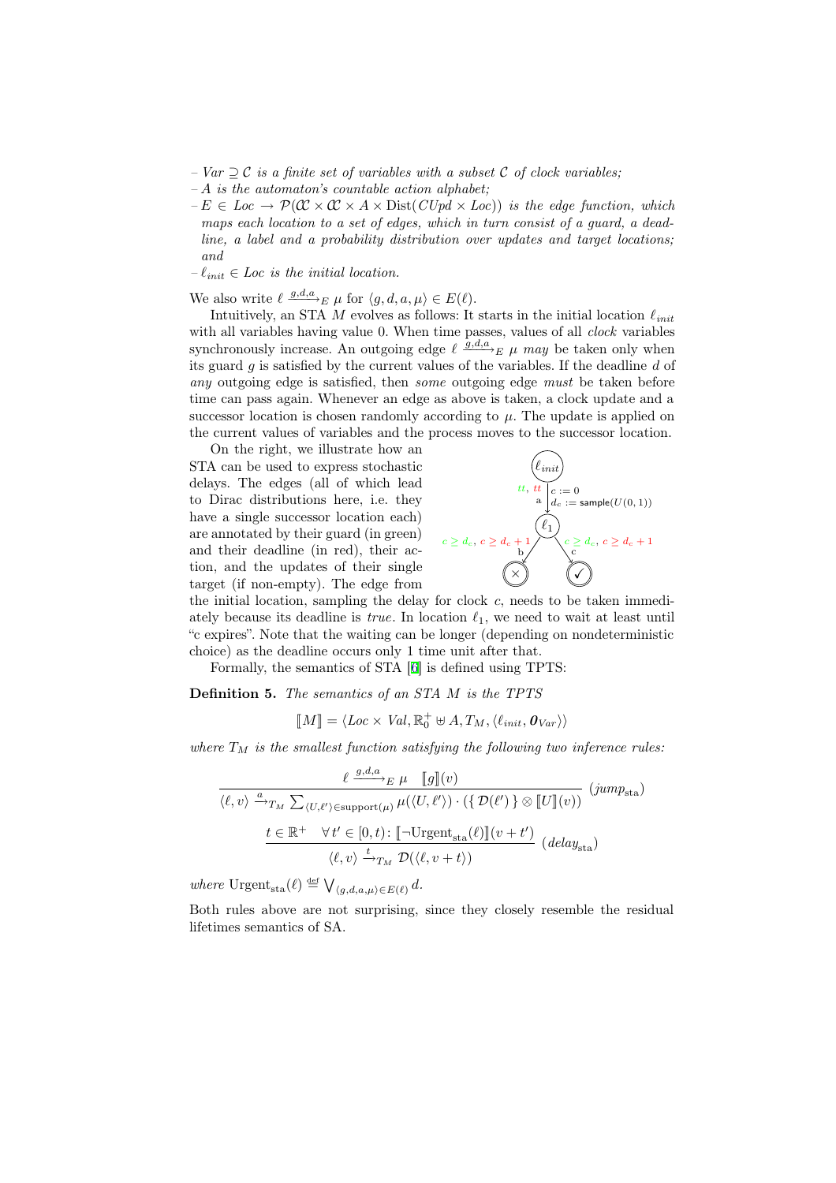– $Var \supseteq \mathcal{C}$ *is a finite set of variables with a subset* $\mathcal{C}$ *of clock variables;*
– $A$ *is the automaton's countable action alphabet;*
– $E \in Loc \to \mathcal{P}(\mathfrak{C} \times \mathfrak{C} \times A \times \mathrm{Dist}(CUpd \times Loc))$ *is the edge function, which maps each location to a set of edges, which in turn consist of a guard, a deadline, a label and a probability distribution over updates and target locations; and*
– $\ell_{init} \in Loc$ *is the initial location.*

We also write $\ell \xrightarrow{g,d,a}_E \mu$ for $\langle g, d, a, \mu \rangle \in E(\ell)$.

Intuitively, an STA $M$ evolves as follows: It starts in the initial location $\ell_{init}$ with all variables having value 0. When time passes, values of all *clock* variables synchronously increase. An outgoing edge $\ell \xrightarrow{g,d,a}_E \mu$ *may* be taken only when its guard $g$ is satisfied by the current values of the variables. If the deadline $d$ of *any* outgoing edge is satisfied, then *some* outgoing edge *must* be taken before time can pass again. Whenever an edge as above is taken, a clock update and a successor location is chosen randomly according to $\mu$. The update is applied on the current values of variables and the process moves to the successor location.

On the right, we illustrate how an STA can be used to express stochastic delays. The edges (all of which lead to Dirac distributions here, i.e. they have a single successor location each) are annotated by their guard (in green) and their deadline (in red), their action, and the updates of their single target (if non-empty). The edge from the initial location, sampling the delay for clock $c$, needs to be taken immediately because its deadline is *true*. In location $\ell_1$, we need to wait at least until "c expires". Note that the waiting can be longer (depending on nondeterministic choice) as the deadline occurs only 1 time unit after that.

Formally, the semantics of STA [6] is defined using TPTS:

**Definition 5.** *The semantics of an STA $M$ is the TPTS*

$$[\![M]\!] = \langle Loc \times Val, \mathbb{R}_0^+ \uplus A, T_M, \langle \ell_{init}, \mathbf{0}_{Var} \rangle \rangle$$

*where $T_M$ is the smallest function satisfying the following two inference rules:*

$$\frac{\ell \xrightarrow{g,d,a}_E \mu \quad [\![g]\!](v)}{\langle \ell, v \rangle \xrightarrow{a}_{T_M} \sum_{\langle U, \ell' \rangle \in \mathrm{support}(\mu)} \mu(\langle U, \ell' \rangle) \cdot (\{ \mathcal{D}(\ell') \} \otimes [\![U]\!](v))} \; (jump_{\mathrm{sta}})$$

$$\frac{t \in \mathbb{R}^+ \quad \forall t' \in [0, t) \colon [\![\neg \mathrm{Urgent}_{\mathrm{sta}}(\ell)]\!](v + t')}{\langle \ell, v \rangle \xrightarrow{t}_{T_M} \mathcal{D}(\langle \ell, v + t \rangle)} \; (delay_{\mathrm{sta}})$$

*where* $\mathrm{Urgent}_{\mathrm{sta}}(\ell) \overset{\mathrm{def}}{\equiv} \bigvee_{\langle g,d,a,\mu \rangle \in E(\ell)} d$.

Both rules above are not surprising, since they closely resemble the residual lifetimes semantics of SA.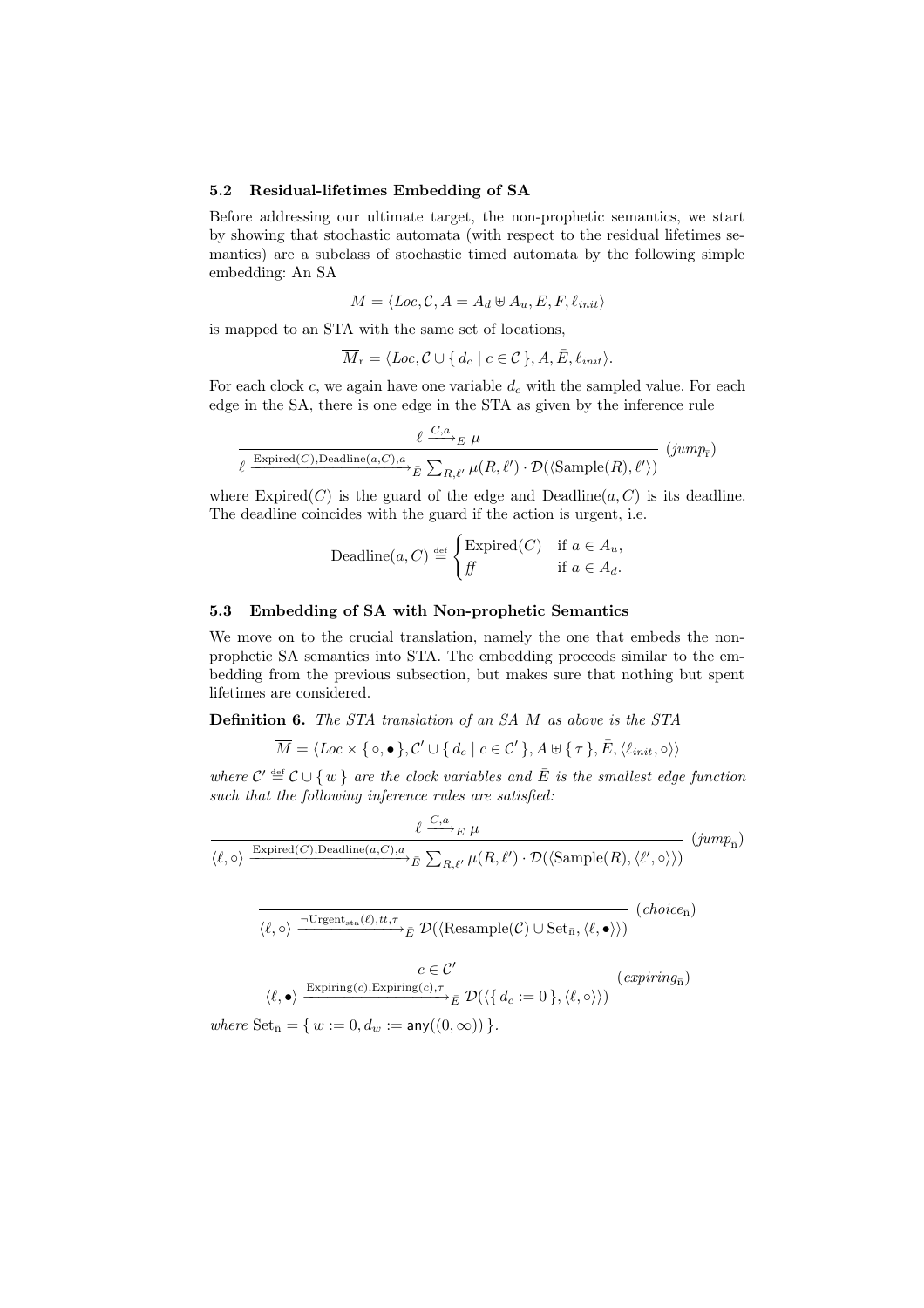### 5.2 Residual-lifetimes Embedding of SA

Before addressing our ultimate target, the non-prophetic semantics, we start by showing that stochastic automata (with respect to the residual lifetimes semantics) are a subclass of stochastic timed automata by the following simple embedding: An SA

$$M = \langle Loc, \mathcal{C}, A = A_d \uplus A_u, E, F, \ell_{init} \rangle$$

is mapped to an STA with the same set of locations,

$$\overline{M}_{\mathrm{r}} = \langle Loc, \mathcal{C} \cup \{ d_c \mid c \in \mathcal{C} \}, A, \bar{E}, \ell_{init} \rangle.$$

For each clock $c$, we again have one variable $d_c$ with the sampled value. For each edge in the SA, there is one edge in the STA as given by the inference rule

$$\frac{\ell \xrightarrow{C,a}_E \mu}{\ell \xrightarrow{\mathrm{Expired}(C), \mathrm{Deadline}(a,C), a}_{\bar{E}} \sum_{R,\ell'} \mu(R,\ell') \cdot \mathcal{D}(\langle \mathrm{Sample}(R), \ell' \rangle)} \ (jump_{\mathrm{r}})$$

where $\mathrm{Expired}(C)$ is the guard of the edge and $\mathrm{Deadline}(a,C)$ is its deadline. The deadline coincides with the guard if the action is urgent, i.e.

$$\mathrm{Deadline}(a,C) \stackrel{\text{def}}{=} \begin{cases} \mathrm{Expired}(C) & \text{if } a \in A_u, \\ \mathit{ff} & \text{if } a \in A_d. \end{cases}$$

### 5.3 Embedding of SA with Non-prophetic Semantics

We move on to the crucial translation, namely the one that embeds the non-prophetic SA semantics into STA. The embedding proceeds similar to the embedding from the previous subsection, but makes sure that nothing but spent lifetimes are considered.

**Definition 6.** *The STA translation of an SA $M$ as above is the STA*

$$\overline{M} = \langle Loc \times \{ \circ, \bullet \}, \mathcal{C}' \cup \{ d_c \mid c \in \mathcal{C}' \}, A \uplus \{ \tau \}, \bar{E}, \langle \ell_{init}, \circ \rangle \rangle$$

*where $\mathcal{C}' \stackrel{\text{def}}{=} \mathcal{C} \cup \{ w \}$ are the clock variables and $\bar{E}$ is the smallest edge function such that the following inference rules are satisfied:*

$$\frac{\ell \xrightarrow{C,a}_E \mu}{\langle \ell, \circ \rangle \xrightarrow{\mathrm{Expired}(C), \mathrm{Deadline}(a,C), a}_{\bar{E}} \sum_{R,\ell'} \mu(R,\ell') \cdot \mathcal{D}(\langle \mathrm{Sample}(R), \langle \ell', \circ \rangle \rangle)} \ (jump_{\bar{\mathrm{n}}})$$

$$\frac{}{\langle \ell, \circ \rangle \xrightarrow{\neg \mathrm{Urgent}_{\mathrm{sta}}(\ell), tt, \tau}_{\bar{E}} \mathcal{D}(\langle \mathrm{Resample}(\mathcal{C}) \cup \mathrm{Set}_{\bar{\mathrm{n}}}, \langle \ell, \bullet \rangle \rangle)} \ (choice_{\bar{\mathrm{n}}})$$

$$\frac{c \in \mathcal{C}'}{\langle \ell, \bullet \rangle \xrightarrow{\mathrm{Expiring}(c), \mathrm{Expiring}(c), \tau}_{\bar{E}} \mathcal{D}(\langle \{ d_c := 0 \}, \langle \ell, \circ \rangle \rangle)} \ (expiring_{\bar{\mathrm{n}}})$$

*where* $\mathrm{Set}_{\bar{\mathrm{n}}} = \{ w := 0, d_w := \mathsf{any}((0, \infty)) \}$.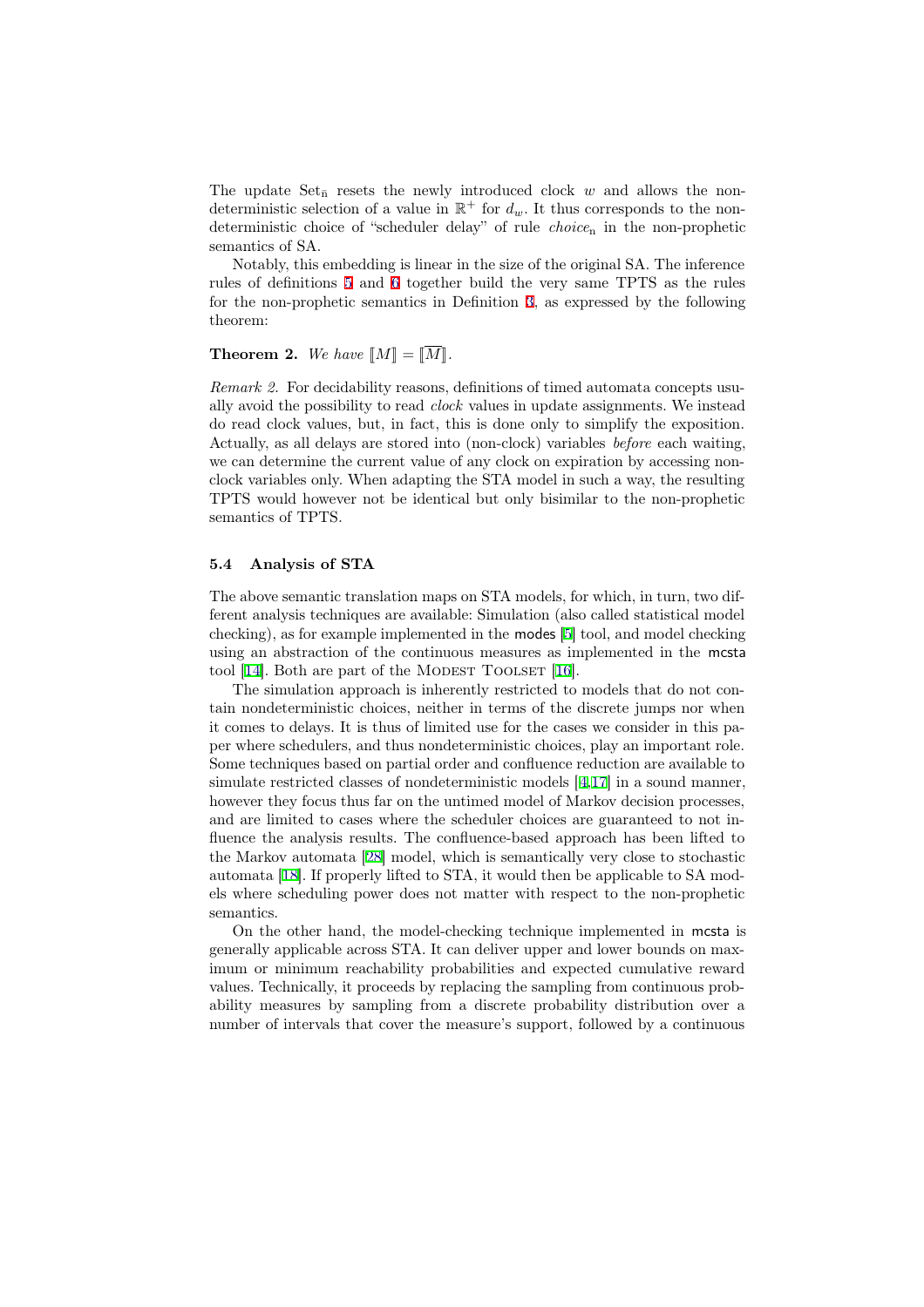The update $\mathrm{Set}_{\bar{n}}$ resets the newly introduced clock $w$ and allows the nondeterministic selection of a value in $\mathbb{R}^+$ for $d_w$. It thus corresponds to the nondeterministic choice of "scheduler delay" of rule *choice*$_\mathrm{n}$ in the non-prophetic semantics of SA.

Notably, this embedding is linear in the size of the original SA. The inference rules of definitions 5 and 6 together build the very same TPTS as the rules for the non-prophetic semantics in Definition 3, as expressed by the following theorem:

**Theorem 2.** *We have* $[\![M]\!] = [\![\overline{M}]\!]$.

*Remark 2.* For decidability reasons, definitions of timed automata concepts usually avoid the possibility to read *clock* values in update assignments. We instead do read clock values, but, in fact, this is done only to simplify the exposition. Actually, as all delays are stored into (non-clock) variables *before* each waiting, we can determine the current value of any clock on expiration by accessing non-clock variables only. When adapting the STA model in such a way, the resulting TPTS would however not be identical but only bisimilar to the non-prophetic semantics of TPTS.

### 5.4 Analysis of STA

The above semantic translation maps on STA models, for which, in turn, two different analysis techniques are available: Simulation (also called statistical model checking), as for example implemented in the modes [5] tool, and model checking using an abstraction of the continuous measures as implemented in the mcsta tool [14]. Both are part of the Modest Toolset [16].

The simulation approach is inherently restricted to models that do not contain nondeterministic choices, neither in terms of the discrete jumps nor when it comes to delays. It is thus of limited use for the cases we consider in this paper where schedulers, and thus nondeterministic choices, play an important role. Some techniques based on partial order and confluence reduction are available to simulate restricted classes of nondeterministic models [4,17] in a sound manner, however they focus thus far on the untimed model of Markov decision processes, and are limited to cases where the scheduler choices are guaranteed to not influence the analysis results. The confluence-based approach has been lifted to the Markov automata [28] model, which is semantically very close to stochastic automata [18]. If properly lifted to STA, it would then be applicable to SA models where scheduling power does not matter with respect to the non-prophetic semantics.

On the other hand, the model-checking technique implemented in mcsta is generally applicable across STA. It can deliver upper and lower bounds on maximum or minimum reachability probabilities and expected cumulative reward values. Technically, it proceeds by replacing the sampling from continuous probability measures by sampling from a discrete probability distribution over a number of intervals that cover the measure's support, followed by a continuous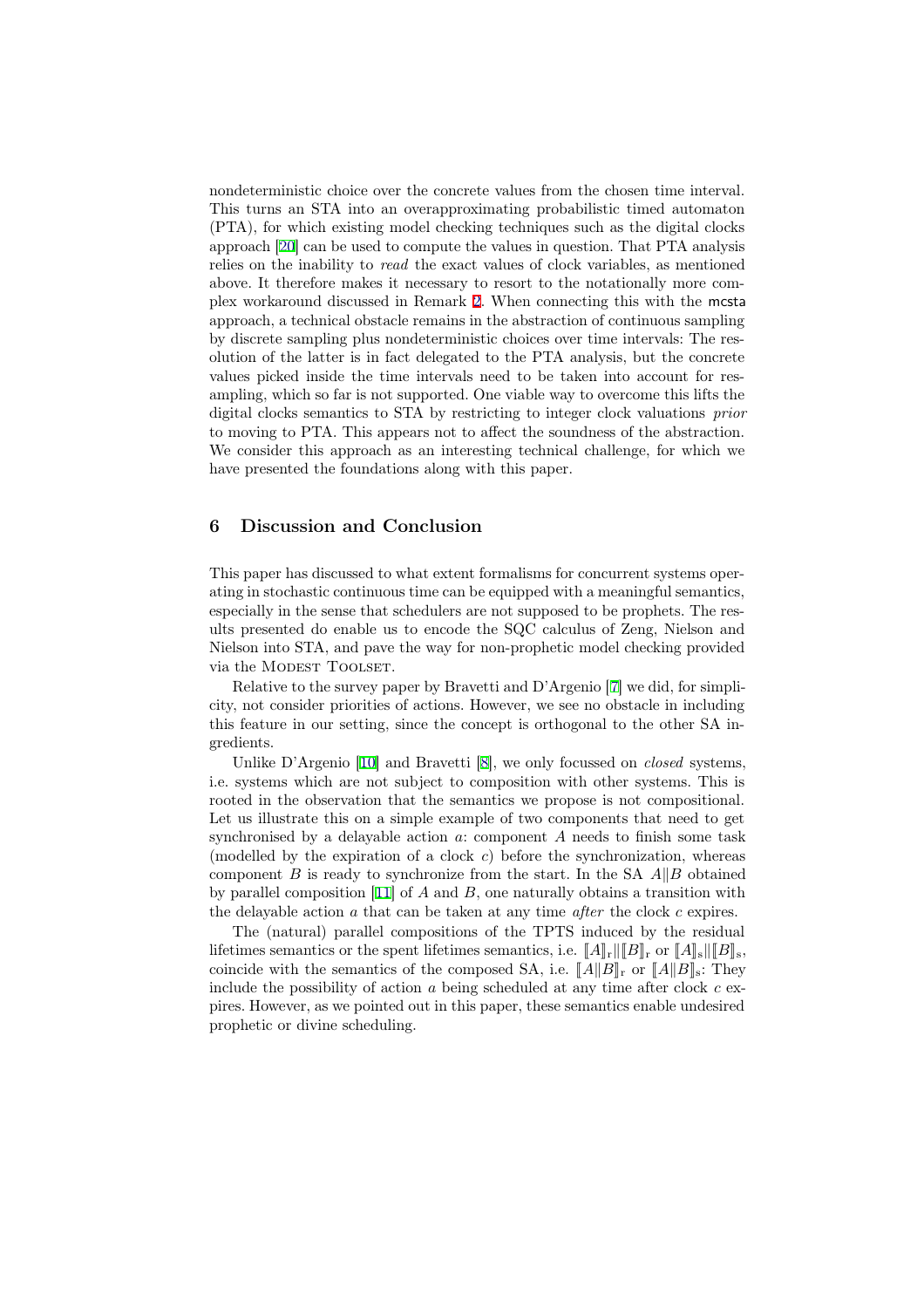nondeterministic choice over the concrete values from the chosen time interval. This turns an STA into an overapproximating probabilistic timed automaton (PTA), for which existing model checking techniques such as the digital clocks approach [20] can be used to compute the values in question. That PTA analysis relies on the inability to *read* the exact values of clock variables, as mentioned above. It therefore makes it necessary to resort to the notationally more complex workaround discussed in Remark 2. When connecting this with the mcsta approach, a technical obstacle remains in the abstraction of continuous sampling by discrete sampling plus nondeterministic choices over time intervals: The resolution of the latter is in fact delegated to the PTA analysis, but the concrete values picked inside the time intervals need to be taken into account for resampling, which so far is not supported. One viable way to overcome this lifts the digital clocks semantics to STA by restricting to integer clock valuations *prior* to moving to PTA. This appears not to affect the soundness of the abstraction. We consider this approach as an interesting technical challenge, for which we have presented the foundations along with this paper.

## 6 Discussion and Conclusion

This paper has discussed to what extent formalisms for concurrent systems operating in stochastic continuous time can be equipped with a meaningful semantics, especially in the sense that schedulers are not supposed to be prophets. The results presented do enable us to encode the SQC calculus of Zeng, Nielson and Nielson into STA, and pave the way for non-prophetic model checking provided via the Modest Toolset.

Relative to the survey paper by Bravetti and D'Argenio [7] we did, for simplicity, not consider priorities of actions. However, we see no obstacle in including this feature in our setting, since the concept is orthogonal to the other SA ingredients.

Unlike D'Argenio [10] and Bravetti [8], we only focussed on *closed* systems, i.e. systems which are not subject to composition with other systems. This is rooted in the observation that the semantics we propose is not compositional. Let us illustrate this on a simple example of two components that need to get synchronised by a delayable action $a$: component $A$ needs to finish some task (modelled by the expiration of a clock $c$) before the synchronization, whereas component $B$ is ready to synchronize from the start. In the SA $A \| B$ obtained by parallel composition [11] of $A$ and $B$, one naturally obtains a transition with the delayable action $a$ that can be taken at any time *after* the clock $c$ expires.

The (natural) parallel compositions of the TPTS induced by the residual lifetimes semantics or the spent lifetimes semantics, i.e. $[\![A]\!]_{\mathrm{r}} \| [\![B]\!]_{\mathrm{r}}$ or $[\![A]\!]_{\mathrm{s}} \| [\![B]\!]_{\mathrm{s}}$, coincide with the semantics of the composed SA, i.e. $[\![A \| B]\!]_{\mathrm{r}}$ or $[\![A \| B]\!]_{\mathrm{s}}$: They include the possibility of action $a$ being scheduled at any time after clock $c$ expires. However, as we pointed out in this paper, these semantics enable undesired prophetic or divine scheduling.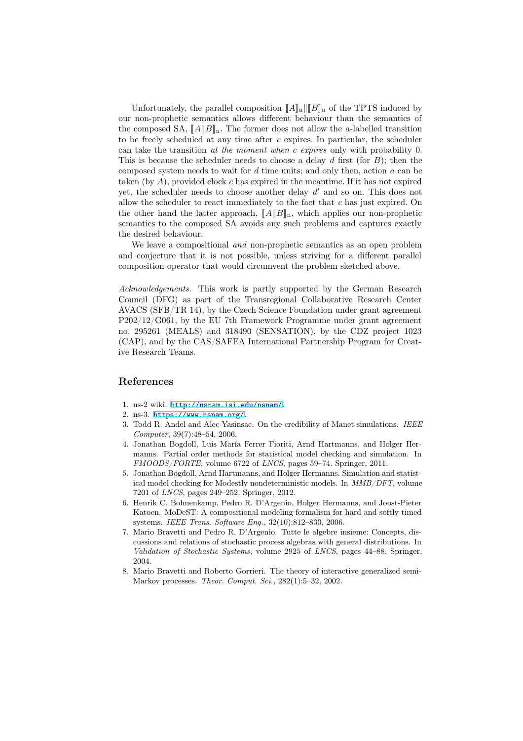Unfortunately, the parallel composition $[\![A]\!]_{\mathrm{n}} \| [\![B]\!]_{\mathrm{n}}$ of the TPTS induced by our non-prophetic semantics allows different behaviour than the semantics of the composed SA, $[\![A \| B]\!]_{\mathrm{n}}$. The former does not allow the $a$-labelled transition to be freely scheduled at any time after $c$ expires. In particular, the scheduler can take the transition *at the moment when $c$ expires* only with probability 0. This is because the scheduler needs to choose a delay $d$ first (for $B$); then the composed system needs to wait for $d$ time units; and only then, action $a$ can be taken (by $A$), provided clock $c$ has expired in the meantime. If it has not expired yet, the scheduler needs to choose another delay $d'$ and so on. This does not allow the scheduler to react immediately to the fact that $c$ has just expired. On the other hand the latter approach, $[\![A \| B]\!]_{\mathrm{n}}$, which applies our non-prophetic semantics to the composed SA avoids any such problems and captures exactly the desired behaviour.

We leave a compositional *and* non-prophetic semantics as an open problem and conjecture that it is not possible, unless striving for a different parallel composition operator that would circumvent the problem sketched above.

*Acknowledgements.* This work is partly supported by the German Research Council (DFG) as part of the Transregional Collaborative Research Center AVACS (SFB/TR 14), by the Czech Science Foundation under grant agreement P202/12/G061, by the EU 7th Framework Programme under grant agreement no. 295261 (MEALS) and 318490 (SENSATION), by the CDZ project 1023 (CAP), and by the CAS/SAFEA International Partnership Program for Creative Research Teams.

## References

1. ns-2 wiki. http://nsnam.isi.edu/nsnam/.
2. ns-3. https://www.nsnam.org/.
3. Todd R. Andel and Alec Yasinsac. On the credibility of Manet simulations. *IEEE Computer*, 39(7):48–54, 2006.
4. Jonathan Bogdoll, Luis María Ferrer Fioriti, Arnd Hartmanns, and Holger Hermanns. Partial order methods for statistical model checking and simulation. In *FMOODS/FORTE*, volume 6722 of *LNCS*, pages 59–74. Springer, 2011.
5. Jonathan Bogdoll, Arnd Hartmanns, and Holger Hermanns. Simulation and statistical model checking for Modestly nondeterministic models. In *MMB/DFT*, volume 7201 of *LNCS*, pages 249–252. Springer, 2012.
6. Henrik C. Bohnenkamp, Pedro R. D'Argenio, Holger Hermanns, and Joost-Pieter Katoen. MoDeST: A compositional modeling formalism for hard and softly timed systems. *IEEE Trans. Software Eng.*, 32(10):812–830, 2006.
7. Mario Bravetti and Pedro R. D'Argenio. Tutte le algebre insieme: Concepts, discussions and relations of stochastic process algebras with general distributions. In *Validation of Stochastic Systems*, volume 2925 of *LNCS*, pages 44–88. Springer, 2004.
8. Mario Bravetti and Roberto Gorrieri. The theory of interactive generalized semi-Markov processes. *Theor. Comput. Sci.*, 282(1):5–32, 2002.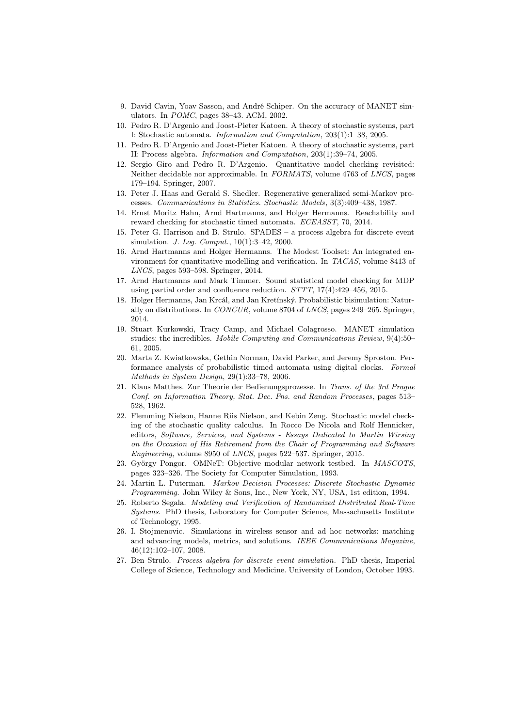9. David Cavin, Yoav Sasson, and André Schiper. On the accuracy of MANET simulators. In *POMC*, pages 38–43. ACM, 2002.
10. Pedro R. D'Argenio and Joost-Pieter Katoen. A theory of stochastic systems, part I: Stochastic automata. *Information and Computation*, 203(1):1–38, 2005.
11. Pedro R. D'Argenio and Joost-Pieter Katoen. A theory of stochastic systems, part II: Process algebra. *Information and Computation*, 203(1):39–74, 2005.
12. Sergio Giro and Pedro R. D'Argenio. Quantitative model checking revisited: Neither decidable nor approximable. In *FORMATS*, volume 4763 of *LNCS*, pages 179–194. Springer, 2007.
13. Peter J. Haas and Gerald S. Shedler. Regenerative generalized semi-Markov processes. *Communications in Statistics. Stochastic Models*, 3(3):409–438, 1987.
14. Ernst Moritz Hahn, Arnd Hartmanns, and Holger Hermanns. Reachability and reward checking for stochastic timed automata. *ECEASST*, 70, 2014.
15. Peter G. Harrison and B. Strulo. SPADES – a process algebra for discrete event simulation. *J. Log. Comput.*, 10(1):3–42, 2000.
16. Arnd Hartmanns and Holger Hermanns. The Modest Toolset: An integrated environment for quantitative modelling and verification. In *TACAS*, volume 8413 of *LNCS*, pages 593–598. Springer, 2014.
17. Arnd Hartmanns and Mark Timmer. Sound statistical model checking for MDP using partial order and confluence reduction. *STTT*, 17(4):429–456, 2015.
18. Holger Hermanns, Jan Krcál, and Jan Kretínský. Probabilistic bisimulation: Naturally on distributions. In *CONCUR*, volume 8704 of *LNCS*, pages 249–265. Springer, 2014.
19. Stuart Kurkowski, Tracy Camp, and Michael Colagrosso. MANET simulation studies: the incredibles. *Mobile Computing and Communications Review*, 9(4):50–61, 2005.
20. Marta Z. Kwiatkowska, Gethin Norman, David Parker, and Jeremy Sproston. Performance analysis of probabilistic timed automata using digital clocks. *Formal Methods in System Design*, 29(1):33–78, 2006.
21. Klaus Matthes. Zur Theorie der Bedienungsprozesse. In *Trans. of the 3rd Prague Conf. on Information Theory, Stat. Dec. Fns. and Random Processes*, pages 513–528, 1962.
22. Flemming Nielson, Hanne Riis Nielson, and Kebin Zeng. Stochastic model checking of the stochastic quality calculus. In Rocco De Nicola and Rolf Hennicker, editors, *Software, Services, and Systems - Essays Dedicated to Martin Wirsing on the Occasion of His Retirement from the Chair of Programming and Software Engineering*, volume 8950 of *LNCS*, pages 522–537. Springer, 2015.
23. György Pongor. OMNeT: Objective modular network testbed. In *MASCOTS*, pages 323–326. The Society for Computer Simulation, 1993.
24. Martin L. Puterman. *Markov Decision Processes: Discrete Stochastic Dynamic Programming*. John Wiley & Sons, Inc., New York, NY, USA, 1st edition, 1994.
25. Roberto Segala. *Modeling and Verification of Randomized Distributed Real-Time Systems*. PhD thesis, Laboratory for Computer Science, Massachusetts Institute of Technology, 1995.
26. I. Stojmenovic. Simulations in wireless sensor and ad hoc networks: matching and advancing models, metrics, and solutions. *IEEE Communications Magazine*, 46(12):102–107, 2008.
27. Ben Strulo. *Process algebra for discrete event simulation*. PhD thesis, Imperial College of Science, Technology and Medicine. University of London, October 1993.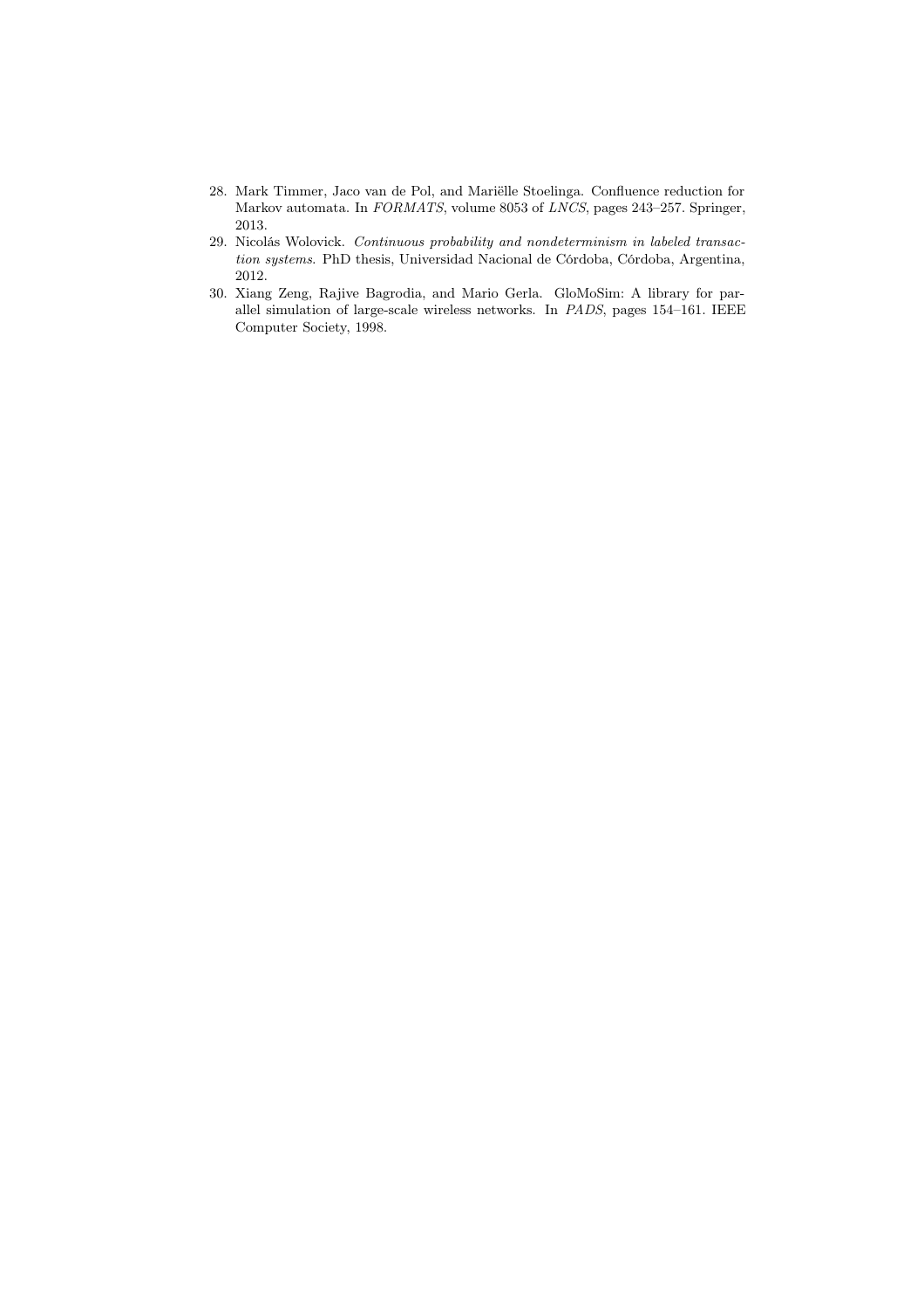28. Mark Timmer, Jaco van de Pol, and Mariëlle Stoelinga. Confluence reduction for Markov automata. In *FORMATS*, volume 8053 of *LNCS*, pages 243–257. Springer, 2013.
29. Nicolás Wolovick. *Continuous probability and nondeterminism in labeled transaction systems*. PhD thesis, Universidad Nacional de Córdoba, Córdoba, Argentina, 2012.
30. Xiang Zeng, Rajive Bagrodia, and Mario Gerla. GloMoSim: A library for parallel simulation of large-scale wireless networks. In *PADS*, pages 154–161. IEEE Computer Society, 1998.